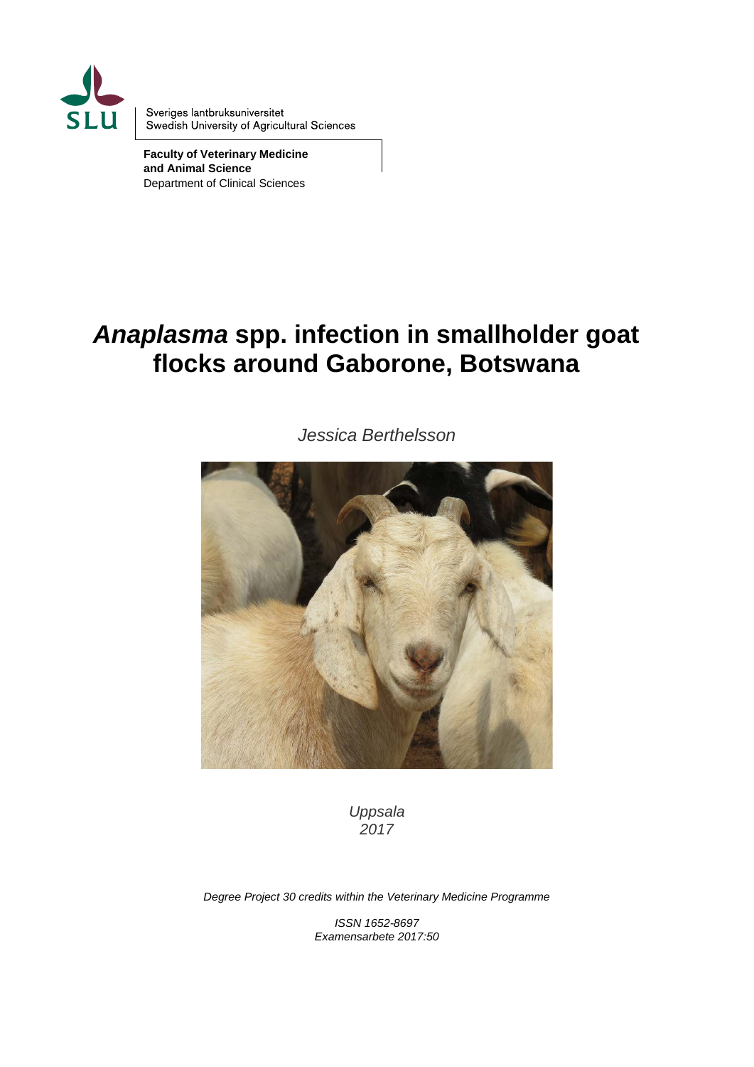Sveriges lantbruksuniversitet
Swedish University of Agricultural Sciences

**Faculty of Veterinary Medicine and Animal Science**
Department of Clinical Sciences

# *Anaplasma* spp. infection in smallholder goat flocks around Gaborone, Botswana

*Jessica Berthelsson*

*Uppsala*
*2017*

*Degree Project 30 credits within the Veterinary Medicine Programme*

*ISSN 1652-8697*
*Examensarbete 2017:50*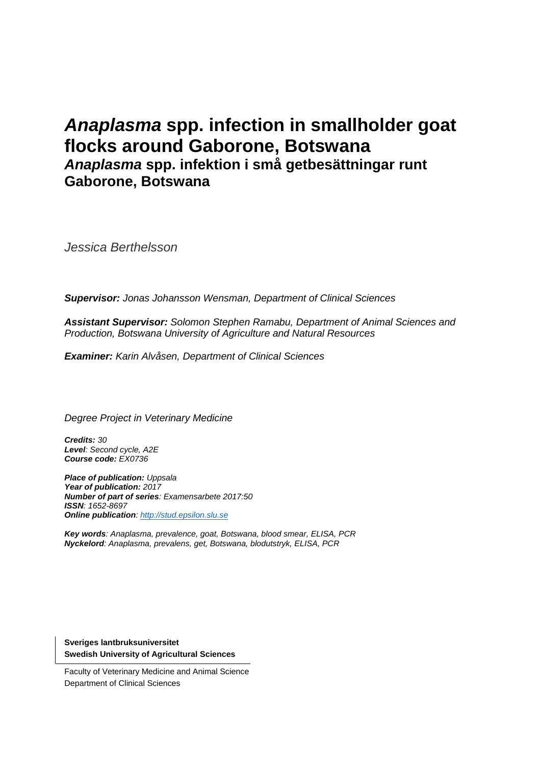# *Anaplasma* spp. infection in smallholder goat flocks around Gaborone, Botswana

## *Anaplasma* spp. infektion i små getbesättningar runt Gaborone, Botswana

*Jessica Berthelsson*

***Supervisor:*** *Jonas Johansson Wensman, Department of Clinical Sciences*

***Assistant Supervisor:*** *Solomon Stephen Ramabu, Department of Animal Sciences and Production, Botswana University of Agriculture and Natural Resources*

***Examiner:*** *Karin Alvåsen, Department of Clinical Sciences*

*Degree Project in Veterinary Medicine*

***Credits:*** *30*
***Level****: Second cycle, A2E*
***Course code:*** *EX0736*

***Place of publication:*** *Uppsala*
***Year of publication:*** *2017*
***Number of part of series****: Examensarbete 2017:50*
***ISSN****: 1652-8697*
***Online publication****: http://stud.epsilon.slu.se*

***Key words****: Anaplasma, prevalence, goat, Botswana, blood smear, ELISA, PCR*
***Nyckelord****: Anaplasma, prevalens, get, Botswana, blodutstryk, ELISA, PCR*

**Sveriges lantbruksuniversitet**
**Swedish University of Agricultural Sciences**

Faculty of Veterinary Medicine and Animal Science
Department of Clinical Sciences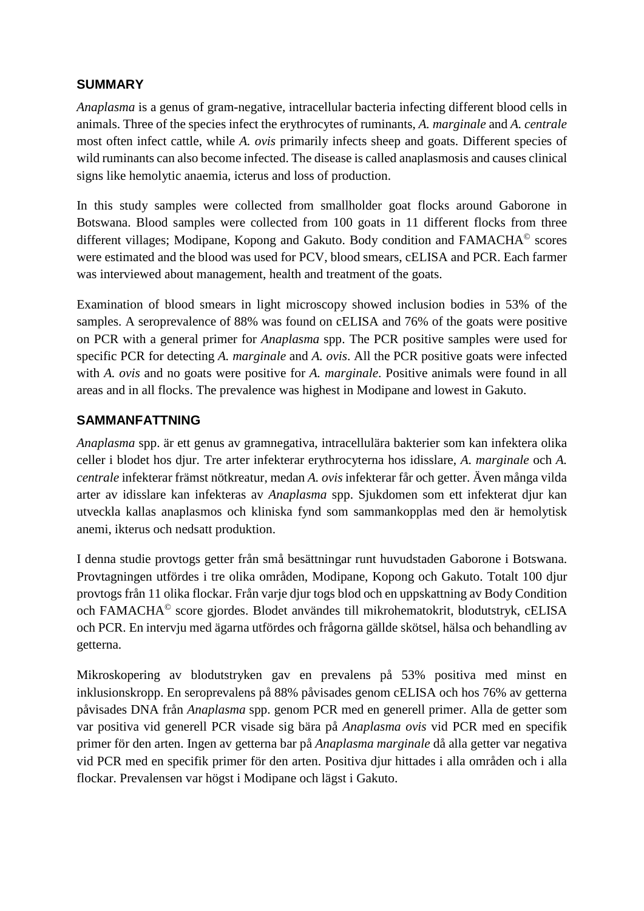## SUMMARY

*Anaplasma* is a genus of gram-negative, intracellular bacteria infecting different blood cells in animals. Three of the species infect the erythrocytes of ruminants, *A. marginale* and *A. centrale* most often infect cattle, while *A. ovis* primarily infects sheep and goats. Different species of wild ruminants can also become infected. The disease is called anaplasmosis and causes clinical signs like hemolytic anaemia, icterus and loss of production.

In this study samples were collected from smallholder goat flocks around Gaborone in Botswana. Blood samples were collected from 100 goats in 11 different flocks from three different villages; Modipane, Kopong and Gakuto. Body condition and FAMACHA© scores were estimated and the blood was used for PCV, blood smears, cELISA and PCR. Each farmer was interviewed about management, health and treatment of the goats.

Examination of blood smears in light microscopy showed inclusion bodies in 53% of the samples. A seroprevalence of 88% was found on cELISA and 76% of the goats were positive on PCR with a general primer for *Anaplasma* spp. The PCR positive samples were used for specific PCR for detecting *A. marginale* and *A. ovis*. All the PCR positive goats were infected with *A. ovis* and no goats were positive for *A. marginale*. Positive animals were found in all areas and in all flocks. The prevalence was highest in Modipane and lowest in Gakuto.

## SAMMANFATTNING

*Anaplasma* spp. är ett genus av gramnegativa, intracellulära bakterier som kan infektera olika celler i blodet hos djur. Tre arter infekterar erythrocyterna hos idisslare, *A. marginale* och *A. centrale* infekterar främst nötkreatur, medan *A. ovis* infekterar får och getter. Även många vilda arter av idisslare kan infekteras av *Anaplasma* spp. Sjukdomen som ett infekterat djur kan utveckla kallas anaplasmos och kliniska fynd som sammankopplas med den är hemolytisk anemi, ikterus och nedsatt produktion.

I denna studie provtogs getter från små besättningar runt huvudstaden Gaborone i Botswana. Provtagningen utfördes i tre olika områden, Modipane, Kopong och Gakuto. Totalt 100 djur provtogs från 11 olika flockar. Från varje djur togs blod och en uppskattning av Body Condition och FAMACHA© score gjordes. Blodet användes till mikrohematokrit, blodutstryk, cELISA och PCR. En intervju med ägarna utfördes och frågorna gällde skötsel, hälsa och behandling av getterna.

Mikroskopering av blodutstryken gav en prevalens på 53% positiva med minst en inklusionskropp. En seroprevalens på 88% påvisades genom cELISA och hos 76% av getterna påvisades DNA från *Anaplasma* spp. genom PCR med en generell primer. Alla de getter som var positiva vid generell PCR visade sig bära på *Anaplasma ovis* vid PCR med en specifik primer för den arten. Ingen av getterna bar på *Anaplasma marginale* då alla getter var negativa vid PCR med en specifik primer för den arten. Positiva djur hittades i alla områden och i alla flockar. Prevalensen var högst i Modipane och lägst i Gakuto.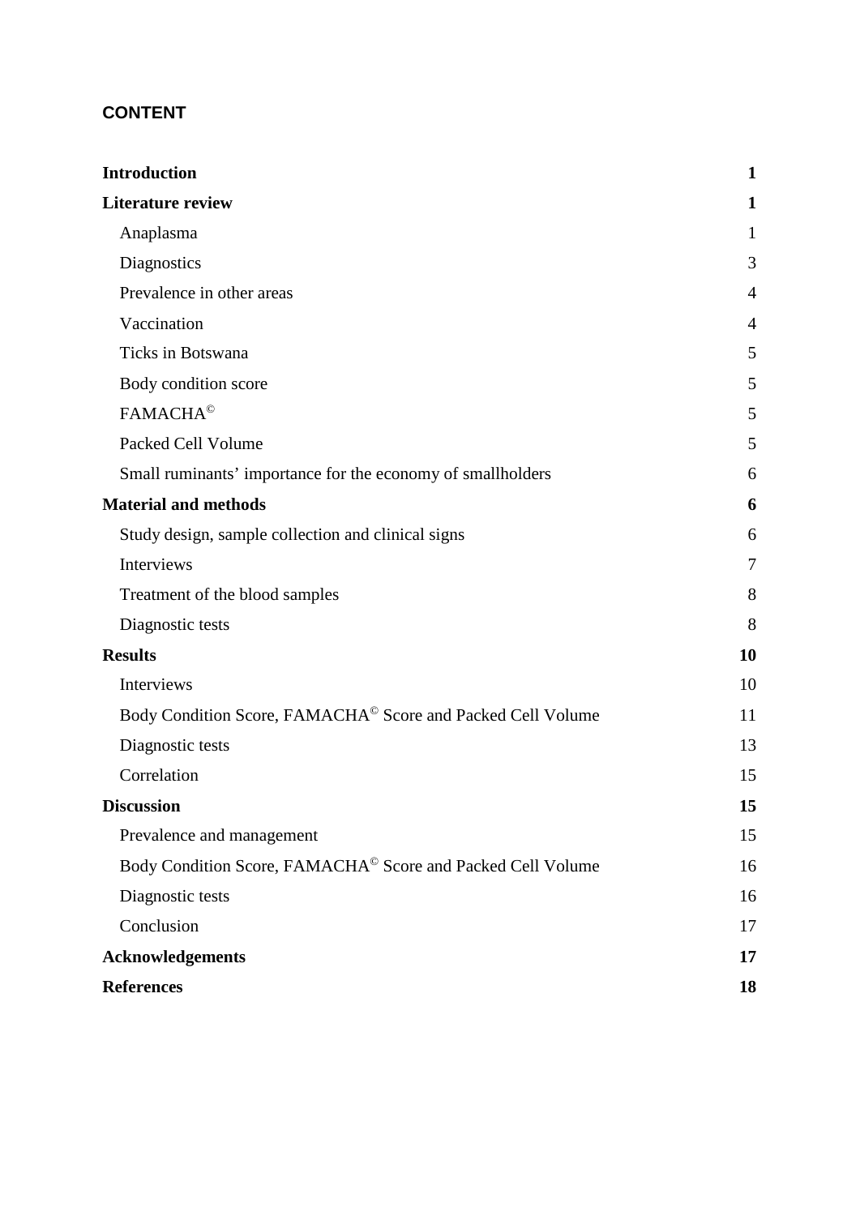**CONTENT**

| | |
|---|---|
| **Introduction** | **1** |
| **Literature review** | **1** |
| Anaplasma | 1 |
| Diagnostics | 3 |
| Prevalence in other areas | 4 |
| Vaccination | 4 |
| Ticks in Botswana | 5 |
| Body condition score | 5 |
| FAMACHA© | 5 |
| Packed Cell Volume | 5 |
| Small ruminants' importance for the economy of smallholders | 6 |
| **Material and methods** | **6** |
| Study design, sample collection and clinical signs | 6 |
| Interviews | 7 |
| Treatment of the blood samples | 8 |
| Diagnostic tests | 8 |
| **Results** | **10** |
| Interviews | 10 |
| Body Condition Score, FAMACHA© Score and Packed Cell Volume | 11 |
| Diagnostic tests | 13 |
| Correlation | 15 |
| **Discussion** | **15** |
| Prevalence and management | 15 |
| Body Condition Score, FAMACHA© Score and Packed Cell Volume | 16 |
| Diagnostic tests | 16 |
| Conclusion | 17 |
| **Acknowledgements** | **17** |
| **References** | **18** |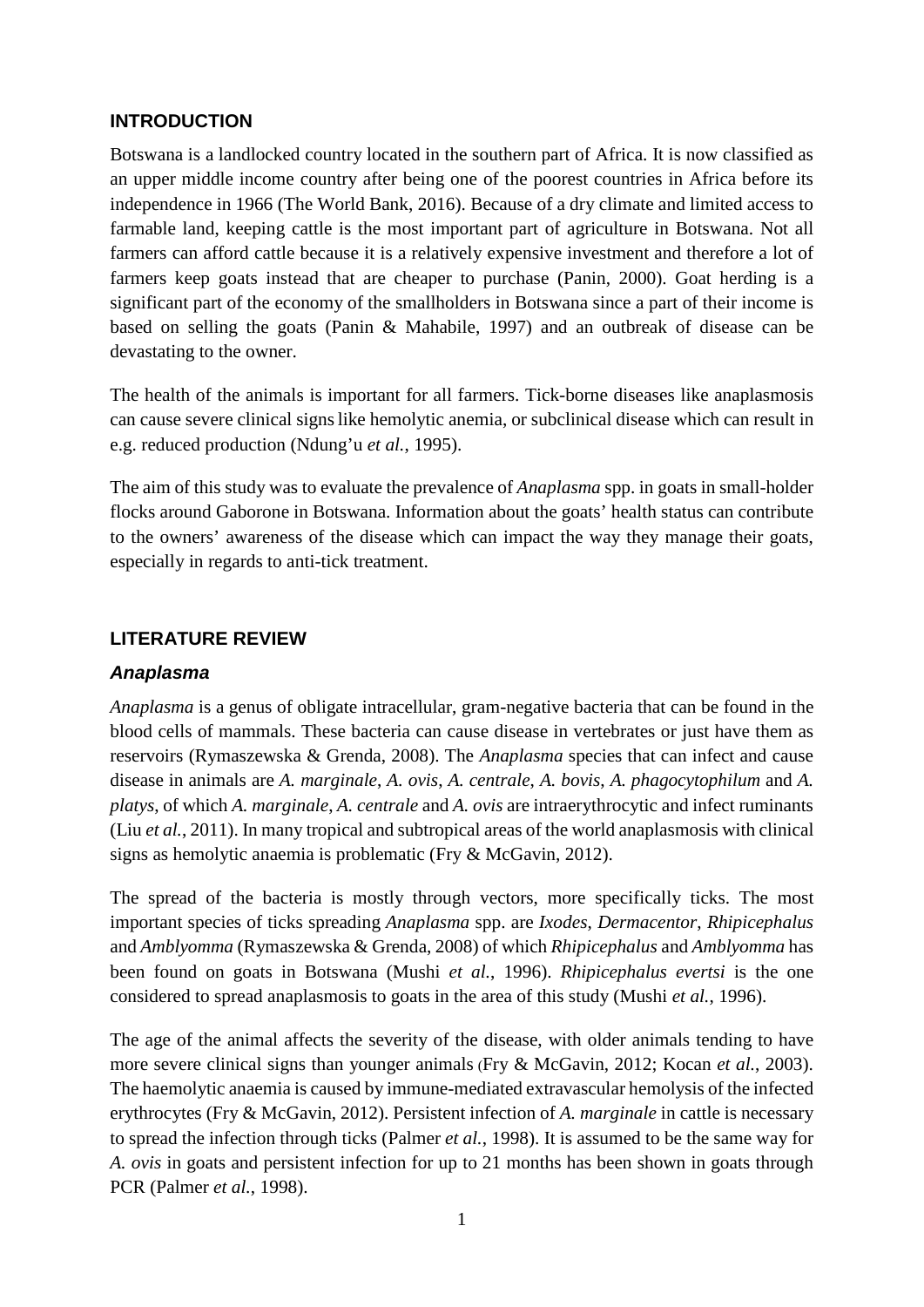## INTRODUCTION

Botswana is a landlocked country located in the southern part of Africa. It is now classified as an upper middle income country after being one of the poorest countries in Africa before its independence in 1966 (The World Bank, 2016). Because of a dry climate and limited access to farmable land, keeping cattle is the most important part of agriculture in Botswana. Not all farmers can afford cattle because it is a relatively expensive investment and therefore a lot of farmers keep goats instead that are cheaper to purchase (Panin, 2000). Goat herding is a significant part of the economy of the smallholders in Botswana since a part of their income is based on selling the goats (Panin & Mahabile, 1997) and an outbreak of disease can be devastating to the owner.

The health of the animals is important for all farmers. Tick-borne diseases like anaplasmosis can cause severe clinical signs like hemolytic anemia, or subclinical disease which can result in e.g. reduced production (Ndung'u *et al.*, 1995).

The aim of this study was to evaluate the prevalence of *Anaplasma* spp. in goats in small-holder flocks around Gaborone in Botswana. Information about the goats' health status can contribute to the owners' awareness of the disease which can impact the way they manage their goats, especially in regards to anti-tick treatment.

## LITERATURE REVIEW

### *Anaplasma*

*Anaplasma* is a genus of obligate intracellular, gram-negative bacteria that can be found in the blood cells of mammals. These bacteria can cause disease in vertebrates or just have them as reservoirs (Rymaszewska & Grenda, 2008). The *Anaplasma* species that can infect and cause disease in animals are *A. marginale*, *A. ovis*, *A. centrale*, *A. bovis*, *A. phagocytophilum* and *A. platys*, of which *A. marginale*, *A. centrale* and *A. ovis* are intraerythrocytic and infect ruminants (Liu *et al.*, 2011). In many tropical and subtropical areas of the world anaplasmosis with clinical signs as hemolytic anaemia is problematic (Fry & McGavin, 2012).

The spread of the bacteria is mostly through vectors, more specifically ticks. The most important species of ticks spreading *Anaplasma* spp. are *Ixodes*, *Dermacentor*, *Rhipicephalus* and *Amblyomma* (Rymaszewska & Grenda, 2008) of which *Rhipicephalus* and *Amblyomma* has been found on goats in Botswana (Mushi *et al.*, 1996). *Rhipicephalus evertsi* is the one considered to spread anaplasmosis to goats in the area of this study (Mushi *et al.*, 1996).

The age of the animal affects the severity of the disease, with older animals tending to have more severe clinical signs than younger animals (Fry & McGavin, 2012; Kocan *et al.*, 2003). The haemolytic anaemia is caused by immune-mediated extravascular hemolysis of the infected erythrocytes (Fry & McGavin, 2012). Persistent infection of *A. marginale* in cattle is necessary to spread the infection through ticks (Palmer *et al.*, 1998). It is assumed to be the same way for *A. ovis* in goats and persistent infection for up to 21 months has been shown in goats through PCR (Palmer *et al.*, 1998).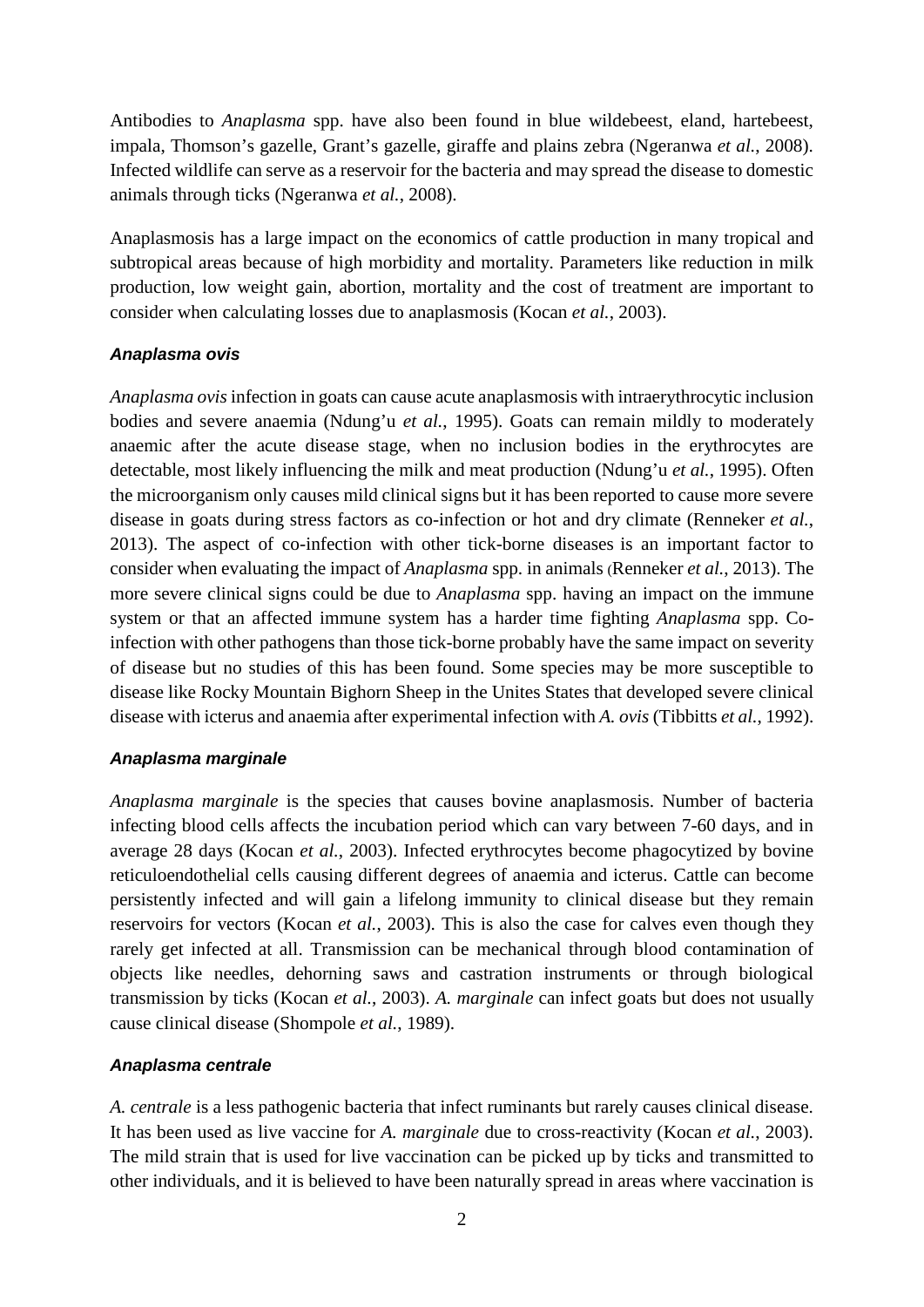Antibodies to *Anaplasma* spp. have also been found in blue wildebeest, eland, hartebeest, impala, Thomson's gazelle, Grant's gazelle, giraffe and plains zebra (Ngeranwa *et al.*, 2008). Infected wildlife can serve as a reservoir for the bacteria and may spread the disease to domestic animals through ticks (Ngeranwa *et al.*, 2008).

Anaplasmosis has a large impact on the economics of cattle production in many tropical and subtropical areas because of high morbidity and mortality. Parameters like reduction in milk production, low weight gain, abortion, mortality and the cost of treatment are important to consider when calculating losses due to anaplasmosis (Kocan *et al.*, 2003).

#### *Anaplasma ovis*

*Anaplasma ovis* infection in goats can cause acute anaplasmosis with intraerythrocytic inclusion bodies and severe anaemia (Ndung'u *et al.*, 1995). Goats can remain mildly to moderately anaemic after the acute disease stage, when no inclusion bodies in the erythrocytes are detectable, most likely influencing the milk and meat production (Ndung'u *et al.*, 1995). Often the microorganism only causes mild clinical signs but it has been reported to cause more severe disease in goats during stress factors as co-infection or hot and dry climate (Renneker *et al.*, 2013). The aspect of co-infection with other tick-borne diseases is an important factor to consider when evaluating the impact of *Anaplasma* spp. in animals (Renneker *et al.*, 2013). The more severe clinical signs could be due to *Anaplasma* spp. having an impact on the immune system or that an affected immune system has a harder time fighting *Anaplasma* spp. Co-infection with other pathogens than those tick-borne probably have the same impact on severity of disease but no studies of this has been found. Some species may be more susceptible to disease like Rocky Mountain Bighorn Sheep in the Unites States that developed severe clinical disease with icterus and anaemia after experimental infection with *A. ovis* (Tibbitts *et al.*, 1992).

#### *Anaplasma marginale*

*Anaplasma marginale* is the species that causes bovine anaplasmosis. Number of bacteria infecting blood cells affects the incubation period which can vary between 7-60 days, and in average 28 days (Kocan *et al.*, 2003). Infected erythrocytes become phagocytized by bovine reticuloendothelial cells causing different degrees of anaemia and icterus. Cattle can become persistently infected and will gain a lifelong immunity to clinical disease but they remain reservoirs for vectors (Kocan *et al.*, 2003). This is also the case for calves even though they rarely get infected at all. Transmission can be mechanical through blood contamination of objects like needles, dehorning saws and castration instruments or through biological transmission by ticks (Kocan *et al.*, 2003). *A. marginale* can infect goats but does not usually cause clinical disease (Shompole *et al.*, 1989).

#### *Anaplasma centrale*

*A. centrale* is a less pathogenic bacteria that infect ruminants but rarely causes clinical disease. It has been used as live vaccine for *A. marginale* due to cross-reactivity (Kocan *et al.*, 2003). The mild strain that is used for live vaccination can be picked up by ticks and transmitted to other individuals, and it is believed to have been naturally spread in areas where vaccination is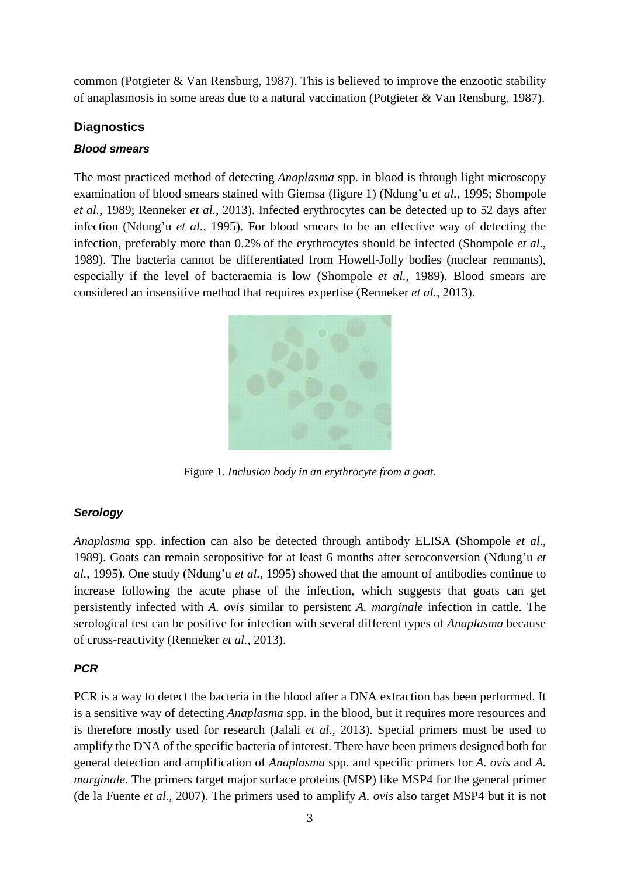common (Potgieter & Van Rensburg, 1987). This is believed to improve the enzootic stability of anaplasmosis in some areas due to a natural vaccination (Potgieter & Van Rensburg, 1987).

## Diagnostics

### *Blood smears*

The most practiced method of detecting *Anaplasma* spp. in blood is through light microscopy examination of blood smears stained with Giemsa (figure 1) (Ndung'u *et al.*, 1995; Shompole *et al.*, 1989; Renneker *et al.*, 2013). Infected erythrocytes can be detected up to 52 days after infection (Ndung'u *et al.*, 1995). For blood smears to be an effective way of detecting the infection, preferably more than 0.2% of the erythrocytes should be infected (Shompole *et al.*, 1989). The bacteria cannot be differentiated from Howell-Jolly bodies (nuclear remnants), especially if the level of bacteraemia is low (Shompole *et al.*, 1989). Blood smears are considered an insensitive method that requires expertise (Renneker *et al.*, 2013).

Figure 1. *Inclusion body in an erythrocyte from a goat.*

### *Serology*

*Anaplasma* spp. infection can also be detected through antibody ELISA (Shompole *et al.*, 1989). Goats can remain seropositive for at least 6 months after seroconversion (Ndung'u *et al.*, 1995). One study (Ndung'u *et al.*, 1995) showed that the amount of antibodies continue to increase following the acute phase of the infection, which suggests that goats can get persistently infected with *A. ovis* similar to persistent *A. marginale* infection in cattle. The serological test can be positive for infection with several different types of *Anaplasma* because of cross-reactivity (Renneker *et al.*, 2013).

### *PCR*

PCR is a way to detect the bacteria in the blood after a DNA extraction has been performed. It is a sensitive way of detecting *Anaplasma* spp. in the blood, but it requires more resources and is therefore mostly used for research (Jalali *et al.*, 2013). Special primers must be used to amplify the DNA of the specific bacteria of interest. There have been primers designed both for general detection and amplification of *Anaplasma* spp. and specific primers for *A. ovis* and *A. marginale*. The primers target major surface proteins (MSP) like MSP4 for the general primer (de la Fuente *et al.*, 2007). The primers used to amplify *A. ovis* also target MSP4 but it is not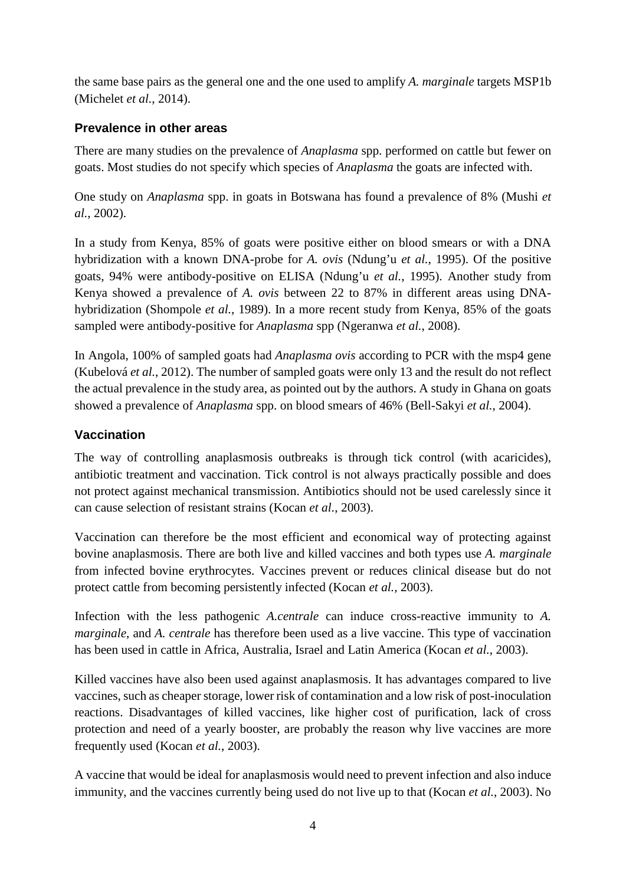the same base pairs as the general one and the one used to amplify *A. marginale* targets MSP1b (Michelet *et al.*, 2014).

### Prevalence in other areas

There are many studies on the prevalence of *Anaplasma* spp. performed on cattle but fewer on goats. Most studies do not specify which species of *Anaplasma* the goats are infected with.

One study on *Anaplasma* spp. in goats in Botswana has found a prevalence of 8% (Mushi *et al.*, 2002).

In a study from Kenya, 85% of goats were positive either on blood smears or with a DNA hybridization with a known DNA-probe for *A. ovis* (Ndung'u *et al.*, 1995). Of the positive goats, 94% were antibody-positive on ELISA (Ndung'u *et al.*, 1995). Another study from Kenya showed a prevalence of *A. ovis* between 22 to 87% in different areas using DNA-hybridization (Shompole *et al.*, 1989). In a more recent study from Kenya, 85% of the goats sampled were antibody-positive for *Anaplasma* spp (Ngeranwa *et al.*, 2008).

In Angola, 100% of sampled goats had *Anaplasma ovis* according to PCR with the msp4 gene (Kubelová *et al.*, 2012). The number of sampled goats were only 13 and the result do not reflect the actual prevalence in the study area, as pointed out by the authors. A study in Ghana on goats showed a prevalence of *Anaplasma* spp. on blood smears of 46% (Bell-Sakyi *et al.*, 2004).

### Vaccination

The way of controlling anaplasmosis outbreaks is through tick control (with acaricides), antibiotic treatment and vaccination. Tick control is not always practically possible and does not protect against mechanical transmission. Antibiotics should not be used carelessly since it can cause selection of resistant strains (Kocan *et al.*, 2003).

Vaccination can therefore be the most efficient and economical way of protecting against bovine anaplasmosis. There are both live and killed vaccines and both types use *A. marginale* from infected bovine erythrocytes. Vaccines prevent or reduces clinical disease but do not protect cattle from becoming persistently infected (Kocan *et al.*, 2003).

Infection with the less pathogenic *A.centrale* can induce cross-reactive immunity to *A. marginale*, and *A. centrale* has therefore been used as a live vaccine. This type of vaccination has been used in cattle in Africa, Australia, Israel and Latin America (Kocan *et al.*, 2003).

Killed vaccines have also been used against anaplasmosis. It has advantages compared to live vaccines, such as cheaper storage, lower risk of contamination and a low risk of post-inoculation reactions. Disadvantages of killed vaccines, like higher cost of purification, lack of cross protection and need of a yearly booster, are probably the reason why live vaccines are more frequently used (Kocan *et al.*, 2003).

A vaccine that would be ideal for anaplasmosis would need to prevent infection and also induce immunity, and the vaccines currently being used do not live up to that (Kocan *et al.*, 2003). No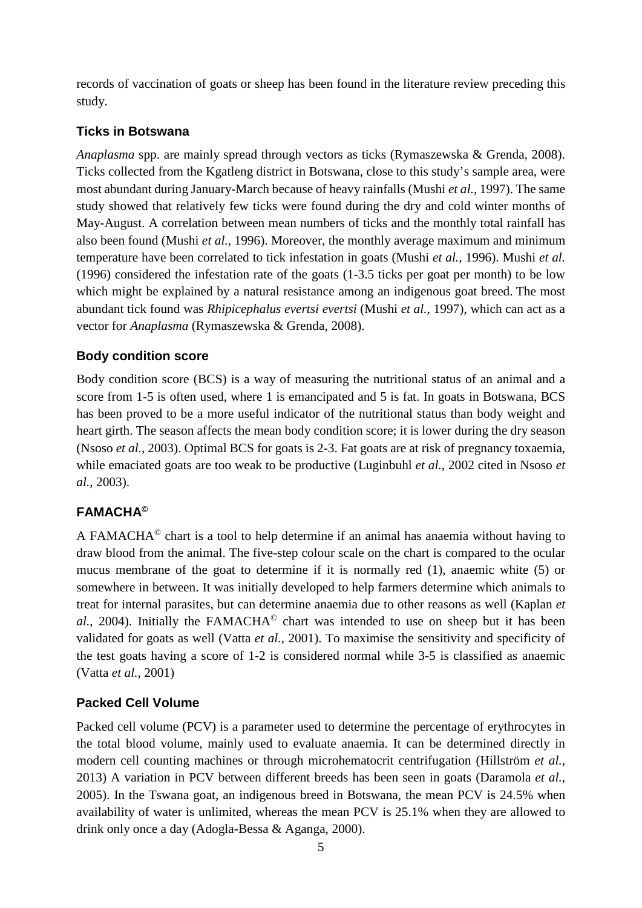records of vaccination of goats or sheep has been found in the literature review preceding this study.

## Ticks in Botswana

*Anaplasma* spp. are mainly spread through vectors as ticks (Rymaszewska & Grenda, 2008). Ticks collected from the Kgatleng district in Botswana, close to this study's sample area, were most abundant during January-March because of heavy rainfalls (Mushi *et al.*, 1997). The same study showed that relatively few ticks were found during the dry and cold winter months of May-August. A correlation between mean numbers of ticks and the monthly total rainfall has also been found (Mushi *et al.*, 1996). Moreover, the monthly average maximum and minimum temperature have been correlated to tick infestation in goats (Mushi *et al.*, 1996). Mushi *et al.* (1996) considered the infestation rate of the goats (1-3.5 ticks per goat per month) to be low which might be explained by a natural resistance among an indigenous goat breed. The most abundant tick found was *Rhipicephalus evertsi evertsi* (Mushi *et al.*, 1997), which can act as a vector for *Anaplasma* (Rymaszewska & Grenda, 2008).

## Body condition score

Body condition score (BCS) is a way of measuring the nutritional status of an animal and a score from 1-5 is often used, where 1 is emancipated and 5 is fat. In goats in Botswana, BCS has been proved to be a more useful indicator of the nutritional status than body weight and heart girth. The season affects the mean body condition score; it is lower during the dry season (Nsoso *et al.*, 2003). Optimal BCS for goats is 2-3. Fat goats are at risk of pregnancy toxaemia, while emaciated goats are too weak to be productive (Luginbuhl *et al.*, 2002 cited in Nsoso *et al.*, 2003).

## FAMACHA©

A FAMACHA© chart is a tool to help determine if an animal has anaemia without having to draw blood from the animal. The five-step colour scale on the chart is compared to the ocular mucus membrane of the goat to determine if it is normally red (1), anaemic white (5) or somewhere in between. It was initially developed to help farmers determine which animals to treat for internal parasites, but can determine anaemia due to other reasons as well (Kaplan *et al.*, 2004). Initially the FAMACHA© chart was intended to use on sheep but it has been validated for goats as well (Vatta *et al.*, 2001). To maximise the sensitivity and specificity of the test goats having a score of 1-2 is considered normal while 3-5 is classified as anaemic (Vatta *et al.*, 2001)

## Packed Cell Volume

Packed cell volume (PCV) is a parameter used to determine the percentage of erythrocytes in the total blood volume, mainly used to evaluate anaemia. It can be determined directly in modern cell counting machines or through microhematocrit centrifugation (Hillström *et al.*, 2013) A variation in PCV between different breeds has been seen in goats (Daramola *et al.*, 2005). In the Tswana goat, an indigenous breed in Botswana, the mean PCV is 24.5% when availability of water is unlimited, whereas the mean PCV is 25.1% when they are allowed to drink only once a day (Adogla-Bessa & Aganga, 2000).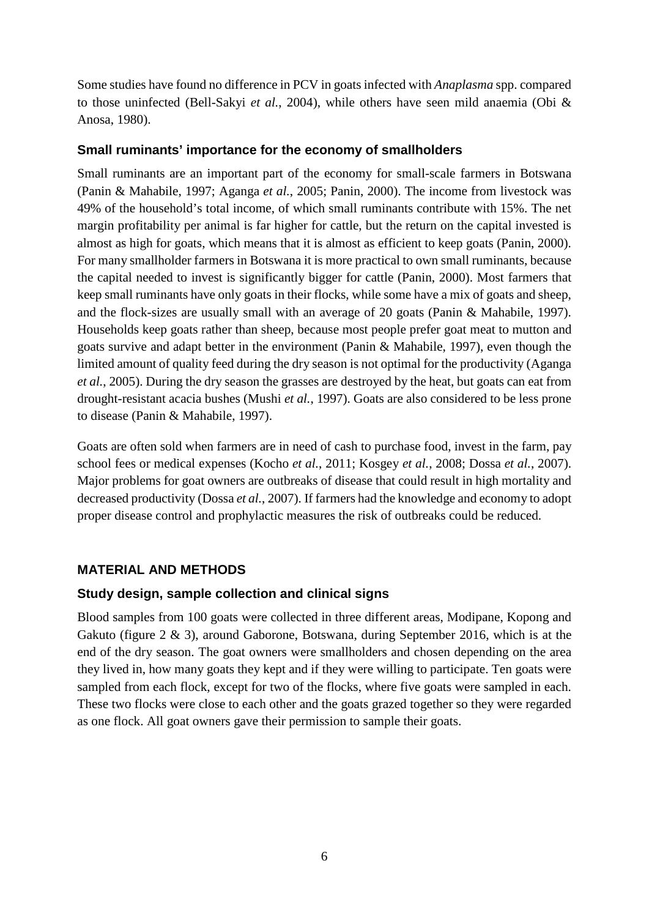Some studies have found no difference in PCV in goats infected with *Anaplasma* spp. compared to those uninfected (Bell-Sakyi *et al.*, 2004), while others have seen mild anaemia (Obi & Anosa, 1980).

### Small ruminants' importance for the economy of smallholders

Small ruminants are an important part of the economy for small-scale farmers in Botswana (Panin & Mahabile, 1997; Aganga *et al.*, 2005; Panin, 2000). The income from livestock was 49% of the household's total income, of which small ruminants contribute with 15%. The net margin profitability per animal is far higher for cattle, but the return on the capital invested is almost as high for goats, which means that it is almost as efficient to keep goats (Panin, 2000). For many smallholder farmers in Botswana it is more practical to own small ruminants, because the capital needed to invest is significantly bigger for cattle (Panin, 2000). Most farmers that keep small ruminants have only goats in their flocks, while some have a mix of goats and sheep, and the flock-sizes are usually small with an average of 20 goats (Panin & Mahabile, 1997). Households keep goats rather than sheep, because most people prefer goat meat to mutton and goats survive and adapt better in the environment (Panin & Mahabile, 1997), even though the limited amount of quality feed during the dry season is not optimal for the productivity (Aganga *et al.*, 2005). During the dry season the grasses are destroyed by the heat, but goats can eat from drought-resistant acacia bushes (Mushi *et al.*, 1997). Goats are also considered to be less prone to disease (Panin & Mahabile, 1997).

Goats are often sold when farmers are in need of cash to purchase food, invest in the farm, pay school fees or medical expenses (Kocho *et al.*, 2011; Kosgey *et al.*, 2008; Dossa *et al.*, 2007). Major problems for goat owners are outbreaks of disease that could result in high mortality and decreased productivity (Dossa *et al.*, 2007). If farmers had the knowledge and economy to adopt proper disease control and prophylactic measures the risk of outbreaks could be reduced.

## MATERIAL AND METHODS

### Study design, sample collection and clinical signs

Blood samples from 100 goats were collected in three different areas, Modipane, Kopong and Gakuto (figure 2 & 3), around Gaborone, Botswana, during September 2016, which is at the end of the dry season. The goat owners were smallholders and chosen depending on the area they lived in, how many goats they kept and if they were willing to participate. Ten goats were sampled from each flock, except for two of the flocks, where five goats were sampled in each. These two flocks were close to each other and the goats grazed together so they were regarded as one flock. All goat owners gave their permission to sample their goats.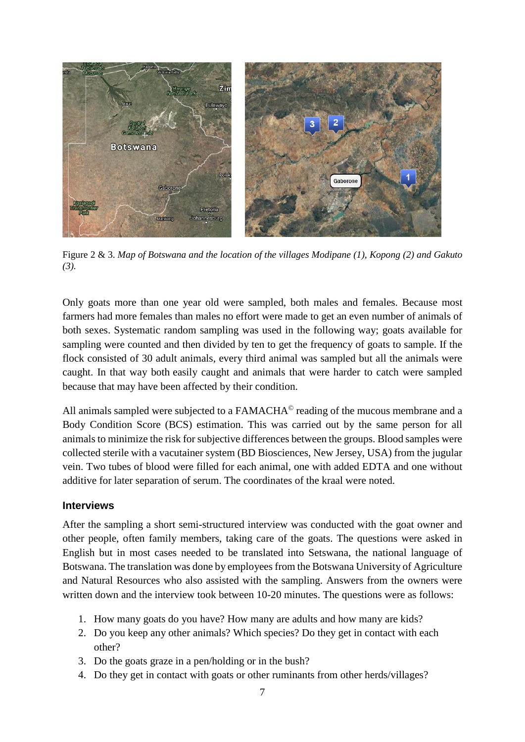Figure 2 & 3. *Map of Botswana and the location of the villages Modipane (1), Kopong (2) and Gakuto (3).*

Only goats more than one year old were sampled, both males and females. Because most farmers had more females than males no effort were made to get an even number of animals of both sexes. Systematic random sampling was used in the following way; goats available for sampling were counted and then divided by ten to get the frequency of goats to sample. If the flock consisted of 30 adult animals, every third animal was sampled but all the animals were caught. In that way both easily caught and animals that were harder to catch were sampled because that may have been affected by their condition.

All animals sampled were subjected to a FAMACHA© reading of the mucous membrane and a Body Condition Score (BCS) estimation. This was carried out by the same person for all animals to minimize the risk for subjective differences between the groups. Blood samples were collected sterile with a vacutainer system (BD Biosciences, New Jersey, USA) from the jugular vein. Two tubes of blood were filled for each animal, one with added EDTA and one without additive for later separation of serum. The coordinates of the kraal were noted.

### Interviews

After the sampling a short semi-structured interview was conducted with the goat owner and other people, often family members, taking care of the goats. The questions were asked in English but in most cases needed to be translated into Setswana, the national language of Botswana. The translation was done by employees from the Botswana University of Agriculture and Natural Resources who also assisted with the sampling. Answers from the owners were written down and the interview took between 10-20 minutes. The questions were as follows:

1. How many goats do you have? How many are adults and how many are kids?
2. Do you keep any other animals? Which species? Do they get in contact with each other?
3. Do the goats graze in a pen/holding or in the bush?
4. Do they get in contact with goats or other ruminants from other herds/villages?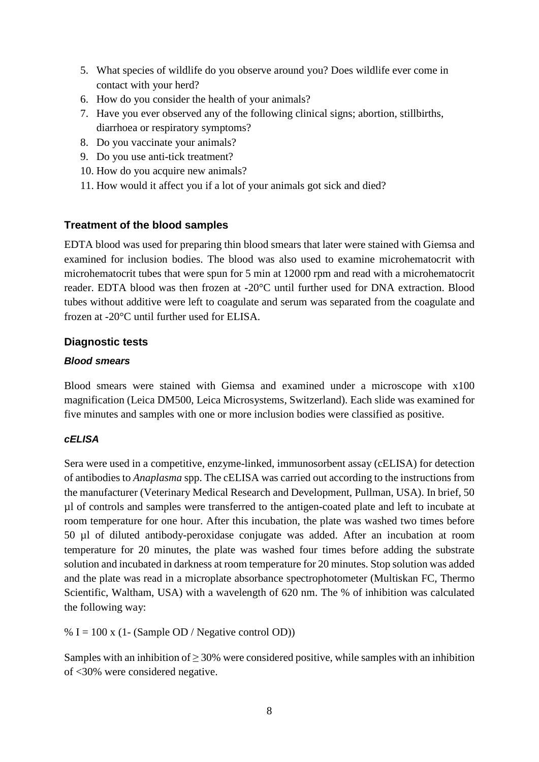5. What species of wildlife do you observe around you? Does wildlife ever come in contact with your herd?
6. How do you consider the health of your animals?
7. Have you ever observed any of the following clinical signs; abortion, stillbirths, diarrhoea or respiratory symptoms?
8. Do you vaccinate your animals?
9. Do you use anti-tick treatment?
10. How do you acquire new animals?
11. How would it affect you if a lot of your animals got sick and died?

### Treatment of the blood samples

EDTA blood was used for preparing thin blood smears that later were stained with Giemsa and examined for inclusion bodies. The blood was also used to examine microhematocrit with microhematocrit tubes that were spun for 5 min at 12000 rpm and read with a microhematocrit reader. EDTA blood was then frozen at -20°C until further used for DNA extraction. Blood tubes without additive were left to coagulate and serum was separated from the coagulate and frozen at -20°C until further used for ELISA.

### Diagnostic tests

#### *Blood smears*

Blood smears were stained with Giemsa and examined under a microscope with x100 magnification (Leica DM500, Leica Microsystems, Switzerland). Each slide was examined for five minutes and samples with one or more inclusion bodies were classified as positive.

#### *cELISA*

Sera were used in a competitive, enzyme-linked, immunosorbent assay (cELISA) for detection of antibodies to *Anaplasma* spp. The cELISA was carried out according to the instructions from the manufacturer (Veterinary Medical Research and Development, Pullman, USA). In brief, 50 µl of controls and samples were transferred to the antigen-coated plate and left to incubate at room temperature for one hour. After this incubation, the plate was washed two times before 50 µl of diluted antibody-peroxidase conjugate was added. After an incubation at room temperature for 20 minutes, the plate was washed four times before adding the substrate solution and incubated in darkness at room temperature for 20 minutes. Stop solution was added and the plate was read in a microplate absorbance spectrophotometer (Multiskan FC, Thermo Scientific, Waltham, USA) with a wavelength of 620 nm. The % of inhibition was calculated the following way:

$$\% I = 100 \times (1 - (\text{Sample OD} / \text{Negative control OD}))$$

Samples with an inhibition of ≥ 30% were considered positive, while samples with an inhibition of <30% were considered negative.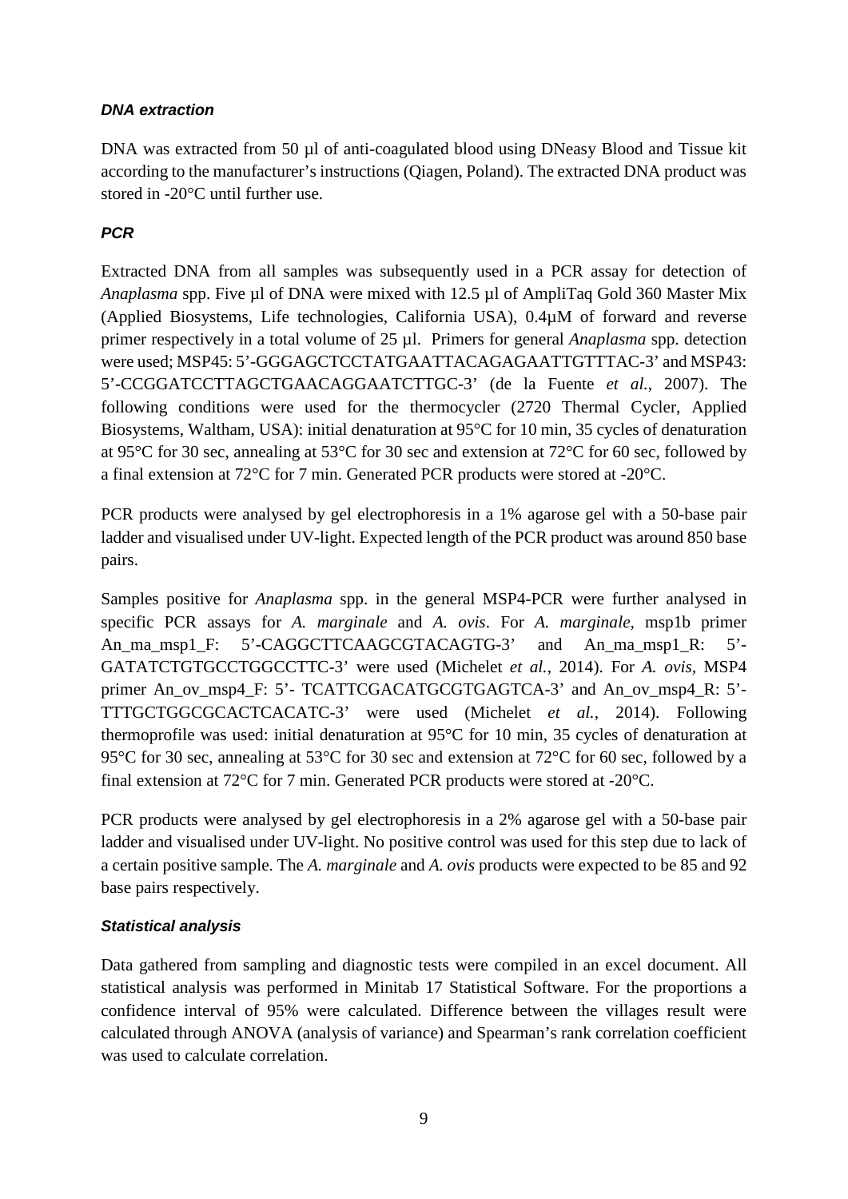### *DNA extraction*

DNA was extracted from 50 µl of anti-coagulated blood using DNeasy Blood and Tissue kit according to the manufacturer's instructions (Qiagen, Poland). The extracted DNA product was stored in -20°C until further use.

### *PCR*

Extracted DNA from all samples was subsequently used in a PCR assay for detection of *Anaplasma* spp. Five µl of DNA were mixed with 12.5 µl of AmpliTaq Gold 360 Master Mix (Applied Biosystems, Life technologies, California USA), 0.4µM of forward and reverse primer respectively in a total volume of 25 µl. Primers for general *Anaplasma* spp. detection were used; MSP45: 5'-GGGAGCTCCTATGAATTACAGAGAATTGTTTAC-3' and MSP43: 5'-CCGGATCCTTAGCTGAACAGGAATCTTGC-3' (de la Fuente *et al.*, 2007). The following conditions were used for the thermocycler (2720 Thermal Cycler, Applied Biosystems, Waltham, USA): initial denaturation at 95°C for 10 min, 35 cycles of denaturation at 95°C for 30 sec, annealing at 53°C for 30 sec and extension at 72°C for 60 sec, followed by a final extension at 72°C for 7 min. Generated PCR products were stored at -20°C.

PCR products were analysed by gel electrophoresis in a 1% agarose gel with a 50-base pair ladder and visualised under UV-light. Expected length of the PCR product was around 850 base pairs.

Samples positive for *Anaplasma* spp. in the general MSP4-PCR were further analysed in specific PCR assays for *A. marginale* and *A. ovis*. For *A. marginale,* msp1b primer An_ma_msp1_F: 5'-CAGGCTTCAAGCGTACAGTG-3' and An_ma_msp1_R: 5'-GATATCTGTGCCTGGCCTTC-3' were used (Michelet *et al.*, 2014). For *A. ovis*, MSP4 primer An_ov_msp4_F: 5'- TCATTCGACATGCGTGAGTCA-3' and An_ov_msp4_R: 5'-TTTGCTGGCGCACTCACATC-3' were used (Michelet *et al.*, 2014). Following thermoprofile was used: initial denaturation at 95°C for 10 min, 35 cycles of denaturation at 95°C for 30 sec, annealing at 53°C for 30 sec and extension at 72°C for 60 sec, followed by a final extension at 72°C for 7 min. Generated PCR products were stored at -20°C.

PCR products were analysed by gel electrophoresis in a 2% agarose gel with a 50-base pair ladder and visualised under UV-light. No positive control was used for this step due to lack of a certain positive sample. The *A. marginale* and *A. ovis* products were expected to be 85 and 92 base pairs respectively.

### *Statistical analysis*

Data gathered from sampling and diagnostic tests were compiled in an excel document. All statistical analysis was performed in Minitab 17 Statistical Software. For the proportions a confidence interval of 95% were calculated. Difference between the villages result were calculated through ANOVA (analysis of variance) and Spearman's rank correlation coefficient was used to calculate correlation.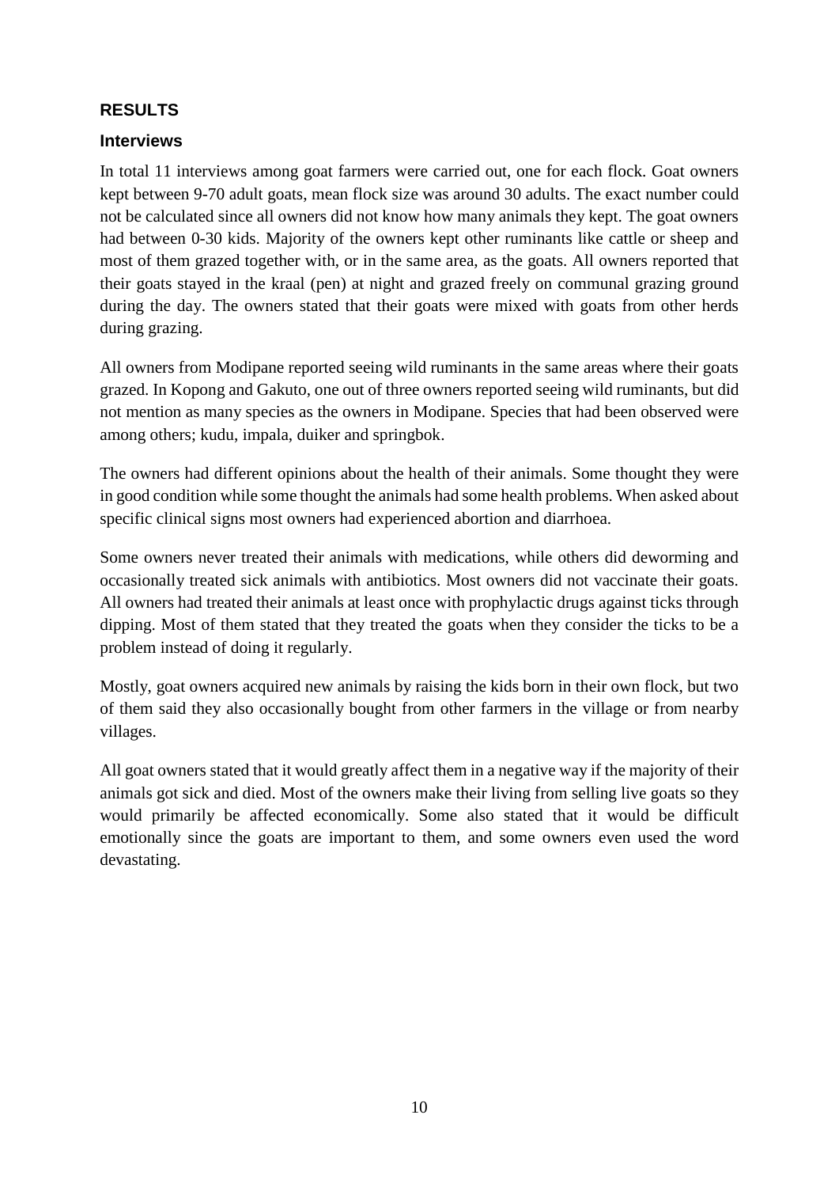## RESULTS

### Interviews

In total 11 interviews among goat farmers were carried out, one for each flock. Goat owners kept between 9-70 adult goats, mean flock size was around 30 adults. The exact number could not be calculated since all owners did not know how many animals they kept. The goat owners had between 0-30 kids. Majority of the owners kept other ruminants like cattle or sheep and most of them grazed together with, or in the same area, as the goats. All owners reported that their goats stayed in the kraal (pen) at night and grazed freely on communal grazing ground during the day. The owners stated that their goats were mixed with goats from other herds during grazing.

All owners from Modipane reported seeing wild ruminants in the same areas where their goats grazed. In Kopong and Gakuto, one out of three owners reported seeing wild ruminants, but did not mention as many species as the owners in Modipane. Species that had been observed were among others; kudu, impala, duiker and springbok.

The owners had different opinions about the health of their animals. Some thought they were in good condition while some thought the animals had some health problems. When asked about specific clinical signs most owners had experienced abortion and diarrhoea.

Some owners never treated their animals with medications, while others did deworming and occasionally treated sick animals with antibiotics. Most owners did not vaccinate their goats. All owners had treated their animals at least once with prophylactic drugs against ticks through dipping. Most of them stated that they treated the goats when they consider the ticks to be a problem instead of doing it regularly.

Mostly, goat owners acquired new animals by raising the kids born in their own flock, but two of them said they also occasionally bought from other farmers in the village or from nearby villages.

All goat owners stated that it would greatly affect them in a negative way if the majority of their animals got sick and died. Most of the owners make their living from selling live goats so they would primarily be affected economically. Some also stated that it would be difficult emotionally since the goats are important to them, and some owners even used the word devastating.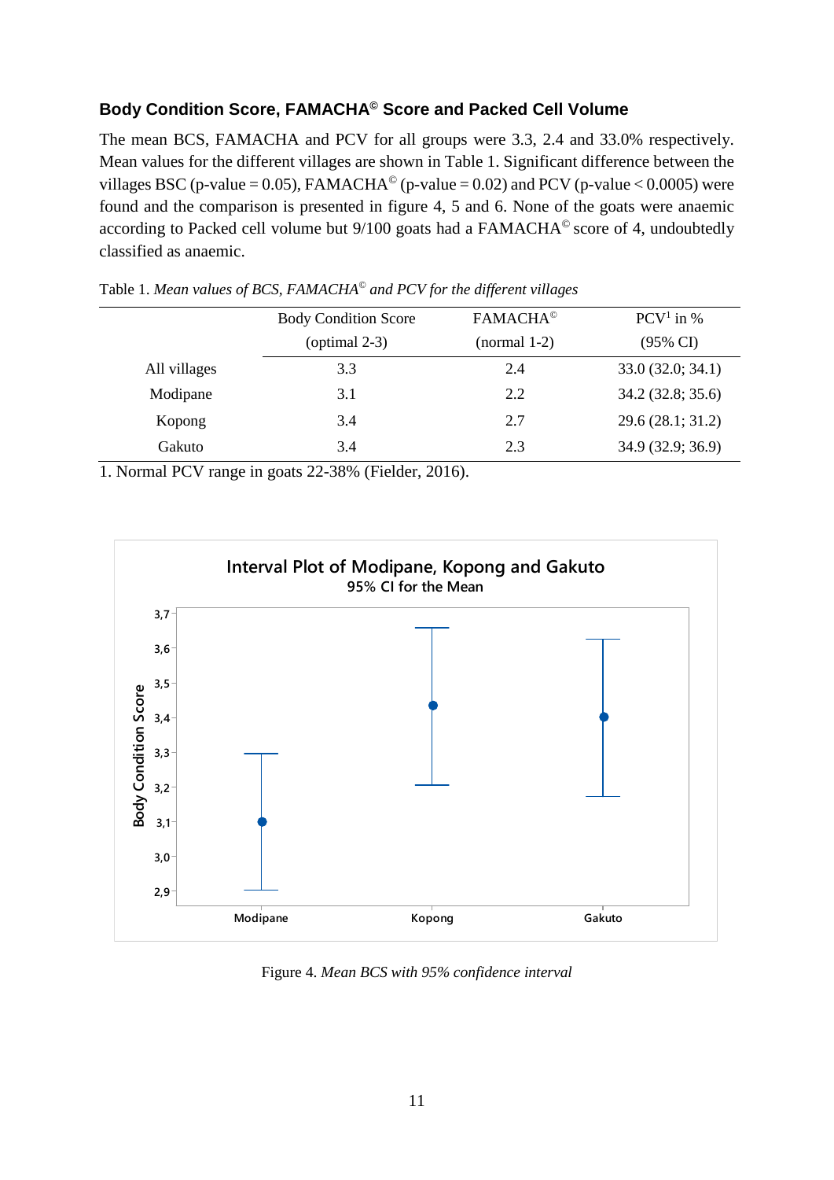### Body Condition Score, FAMACHA© Score and Packed Cell Volume

The mean BCS, FAMACHA and PCV for all groups were 3.3, 2.4 and 33.0% respectively. Mean values for the different villages are shown in Table 1. Significant difference between the villages BSC (p-value = 0.05), FAMACHA© (p-value = 0.02) and PCV (p-value < 0.0005) were found and the comparison is presented in figure 4, 5 and 6. None of the goats were anaemic according to Packed cell volume but 9/100 goats had a FAMACHA© score of 4, undoubtedly classified as anaemic.

Table 1. *Mean values of BCS, FAMACHA© and PCV for the different villages*

| | Body Condition Score (optimal 2-3) | FAMACHA© (normal 1-2) | PCV[1] in % (95% CI) |
|---|---|---|---|
| All villages | 3.3 | 2.4 | 33.0 (32.0; 34.1) |
| Modipane | 3.1 | 2.2 | 34.2 (32.8; 35.6) |
| Kopong | 3.4 | 2.7 | 29.6 (28.1; 31.2) |
| Gakuto | 3.4 | 2.3 | 34.9 (32.9; 36.9) |

1. Normal PCV range in goats 22-38% (Fielder, 2016).

Figure 4. *Mean BCS with 95% confidence interval*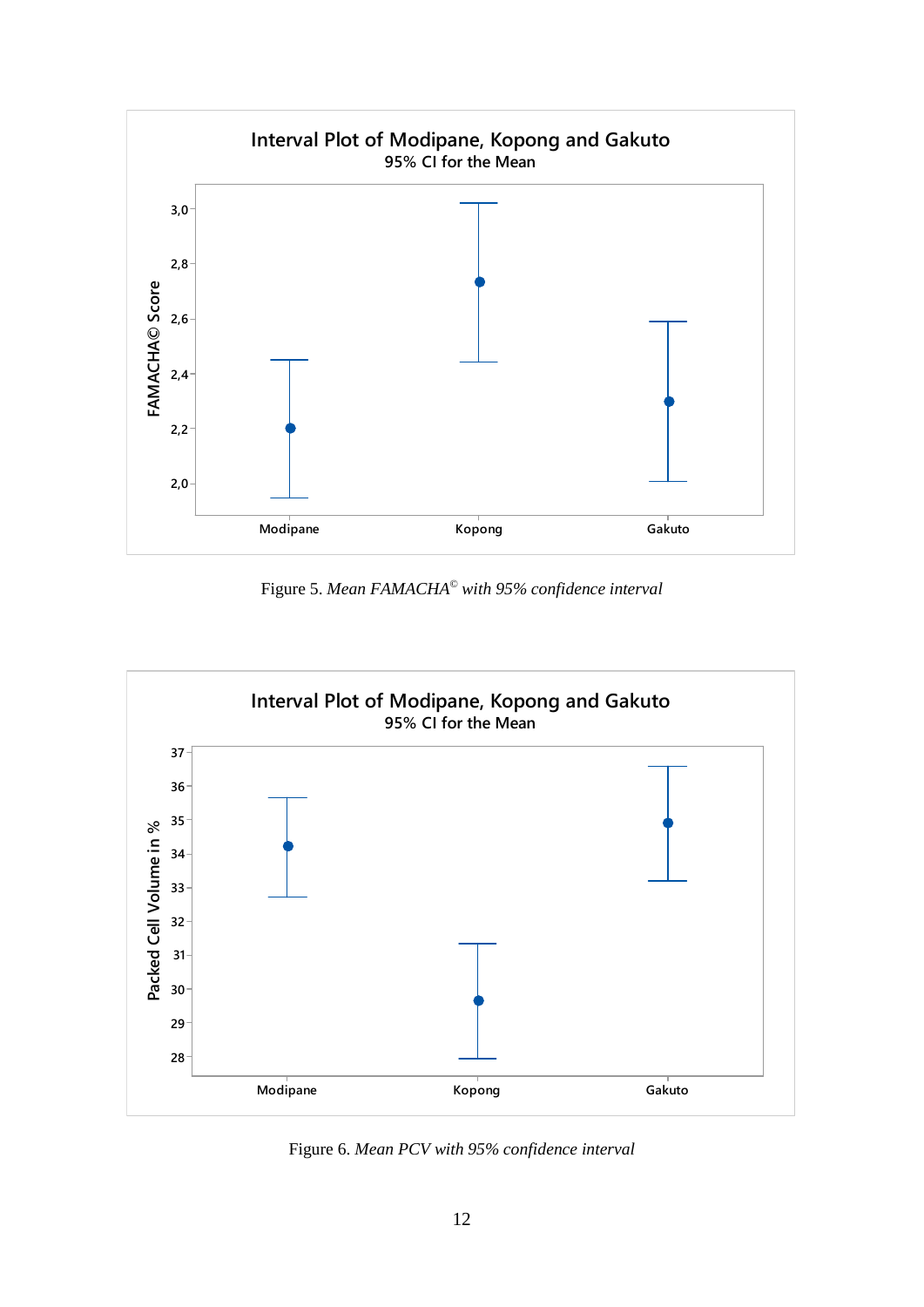Figure 5. *Mean FAMACHA© with 95% confidence interval*

Figure 6. *Mean PCV with 95% confidence interval*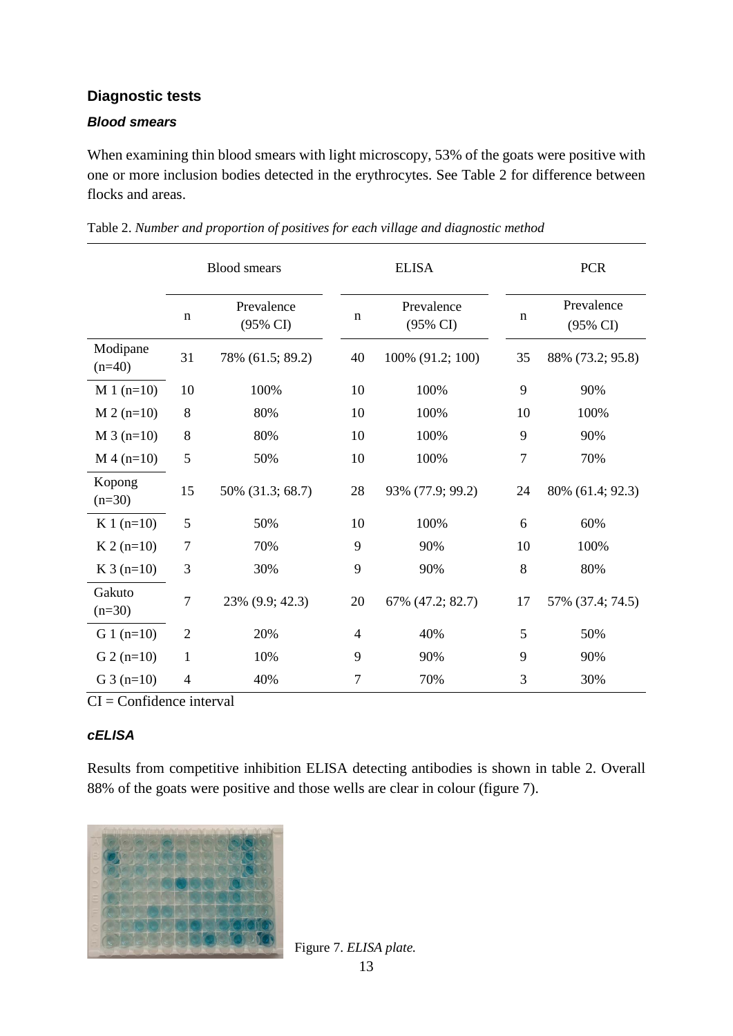## Diagnostic tests

### *Blood smears*

When examining thin blood smears with light microscopy, 53% of the goats were positive with one or more inclusion bodies detected in the erythrocytes. See Table 2 for difference between flocks and areas.

Table 2. *Number and proportion of positives for each village and diagnostic method*

| | Blood smears | | ELISA | | PCR | |
|---|---|---|---|---|---|---|
| | n | Prevalence (95% CI) | n | Prevalence (95% CI) | n | Prevalence (95% CI) |
| Modipane (n=40) | 31 | 78% (61.5; 89.2) | 40 | 100% (91.2; 100) | 35 | 88% (73.2; 95.8) |
| M 1 (n=10) | 10 | 100% | 10 | 100% | 9 | 90% |
| M 2 (n=10) | 8 | 80% | 10 | 100% | 10 | 100% |
| M 3 (n=10) | 8 | 80% | 10 | 100% | 9 | 90% |
| M 4 (n=10) | 5 | 50% | 10 | 100% | 7 | 70% |
| Kopong (n=30) | 15 | 50% (31.3; 68.7) | 28 | 93% (77.9; 99.2) | 24 | 80% (61.4; 92.3) |
| K 1 (n=10) | 5 | 50% | 10 | 100% | 6 | 60% |
| K 2 (n=10) | 7 | 70% | 9 | 90% | 10 | 100% |
| K 3 (n=10) | 3 | 30% | 9 | 90% | 8 | 80% |
| Gakuto (n=30) | 7 | 23% (9.9; 42.3) | 20 | 67% (47.2; 82.7) | 17 | 57% (37.4; 74.5) |
| G 1 (n=10) | 2 | 20% | 4 | 40% | 5 | 50% |
| G 2 (n=10) | 1 | 10% | 9 | 90% | 9 | 90% |
| G 3 (n=10) | 4 | 40% | 7 | 70% | 3 | 30% |

CI = Confidence interval

### *cELISA*

Results from competitive inhibition ELISA detecting antibodies is shown in table 2. Overall 88% of the goats were positive and those wells are clear in colour (figure 7).

Figure 7. *ELISA plate.*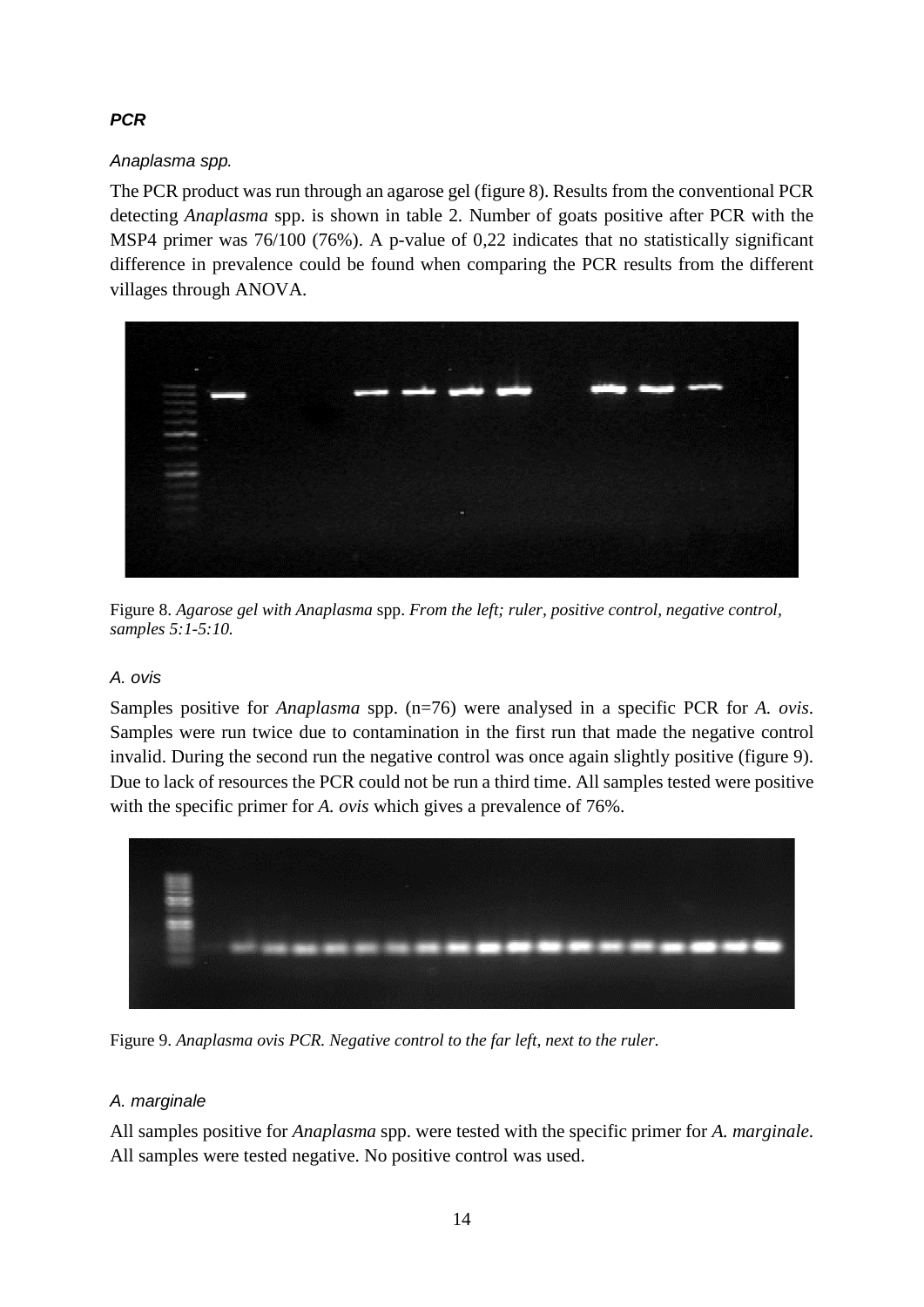### *PCR*

#### *Anaplasma spp.*

The PCR product was run through an agarose gel (figure 8). Results from the conventional PCR detecting *Anaplasma* spp. is shown in table 2. Number of goats positive after PCR with the MSP4 primer was 76/100 (76%). A p-value of 0,22 indicates that no statistically significant difference in prevalence could be found when comparing the PCR results from the different villages through ANOVA.

Figure 8. *Agarose gel with Anaplasma* spp. *From the left; ruler, positive control, negative control, samples 5:1-5:10.*

#### *A. ovis*

Samples positive for *Anaplasma* spp. (n=76) were analysed in a specific PCR for *A. ovis*. Samples were run twice due to contamination in the first run that made the negative control invalid. During the second run the negative control was once again slightly positive (figure 9). Due to lack of resources the PCR could not be run a third time. All samples tested were positive with the specific primer for *A. ovis* which gives a prevalence of 76%.

Figure 9. *Anaplasma ovis PCR. Negative control to the far left, next to the ruler.*

#### *A. marginale*

All samples positive for *Anaplasma* spp. were tested with the specific primer for *A. marginale*. All samples were tested negative. No positive control was used.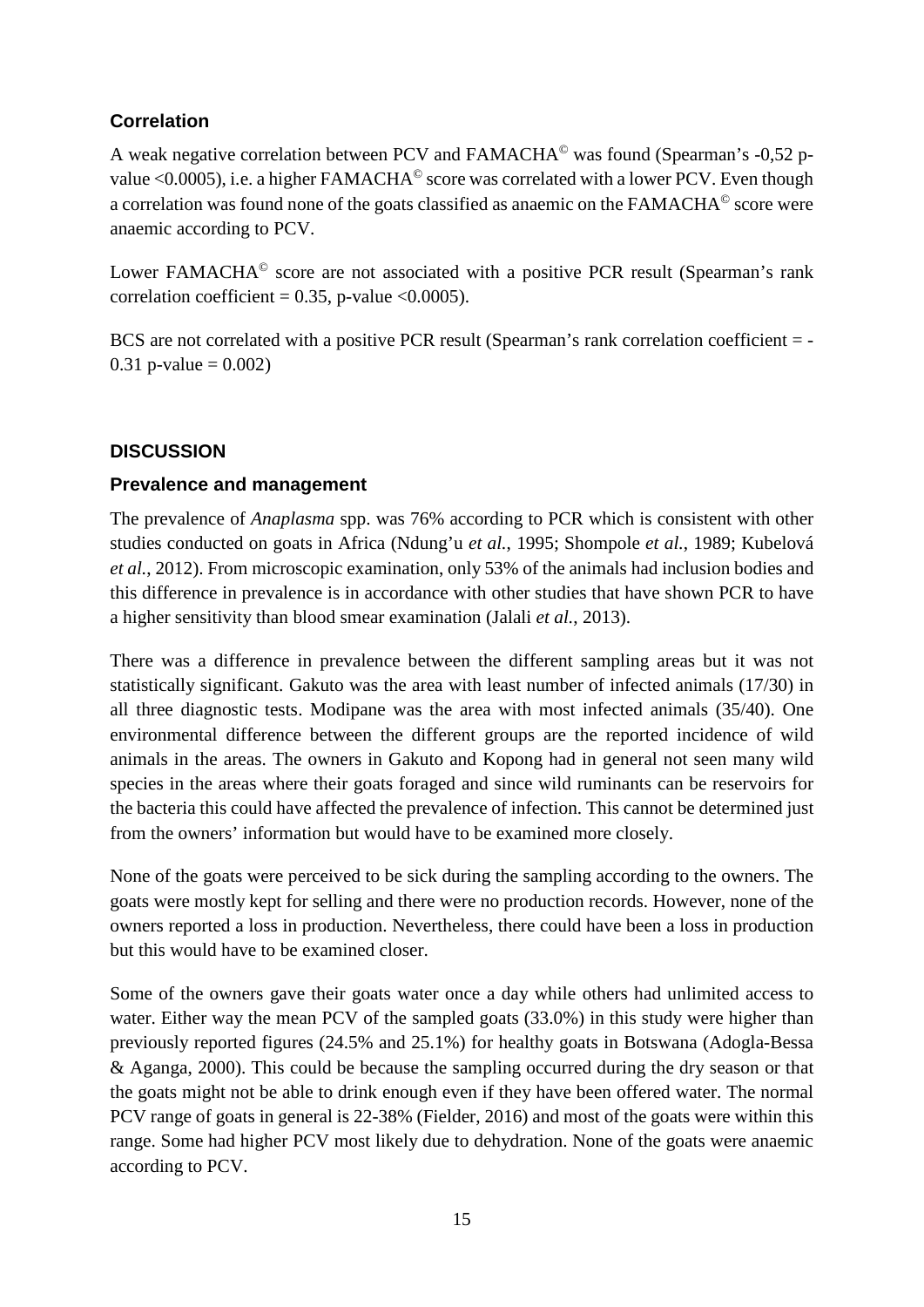### Correlation

A weak negative correlation between PCV and FAMACHA© was found (Spearman's -0,52 p-value <0.0005), i.e. a higher FAMACHA© score was correlated with a lower PCV. Even though a correlation was found none of the goats classified as anaemic on the FAMACHA© score were anaemic according to PCV.

Lower FAMACHA© score are not associated with a positive PCR result (Spearman's rank correlation coefficient = 0.35, p-value <0.0005).

BCS are not correlated with a positive PCR result (Spearman's rank correlation coefficient = -0.31 p-value = 0.002)

## DISCUSSION

### Prevalence and management

The prevalence of *Anaplasma* spp. was 76% according to PCR which is consistent with other studies conducted on goats in Africa (Ndung'u *et al.*, 1995; Shompole *et al.*, 1989; Kubelová *et al.*, 2012). From microscopic examination, only 53% of the animals had inclusion bodies and this difference in prevalence is in accordance with other studies that have shown PCR to have a higher sensitivity than blood smear examination (Jalali *et al.*, 2013).

There was a difference in prevalence between the different sampling areas but it was not statistically significant. Gakuto was the area with least number of infected animals (17/30) in all three diagnostic tests. Modipane was the area with most infected animals (35/40). One environmental difference between the different groups are the reported incidence of wild animals in the areas. The owners in Gakuto and Kopong had in general not seen many wild species in the areas where their goats foraged and since wild ruminants can be reservoirs for the bacteria this could have affected the prevalence of infection. This cannot be determined just from the owners' information but would have to be examined more closely.

None of the goats were perceived to be sick during the sampling according to the owners. The goats were mostly kept for selling and there were no production records. However, none of the owners reported a loss in production. Nevertheless, there could have been a loss in production but this would have to be examined closer.

Some of the owners gave their goats water once a day while others had unlimited access to water. Either way the mean PCV of the sampled goats (33.0%) in this study were higher than previously reported figures (24.5% and 25.1%) for healthy goats in Botswana (Adogla-Bessa & Aganga, 2000). This could be because the sampling occurred during the dry season or that the goats might not be able to drink enough even if they have been offered water. The normal PCV range of goats in general is 22-38% (Fielder, 2016) and most of the goats were within this range. Some had higher PCV most likely due to dehydration. None of the goats were anaemic according to PCV.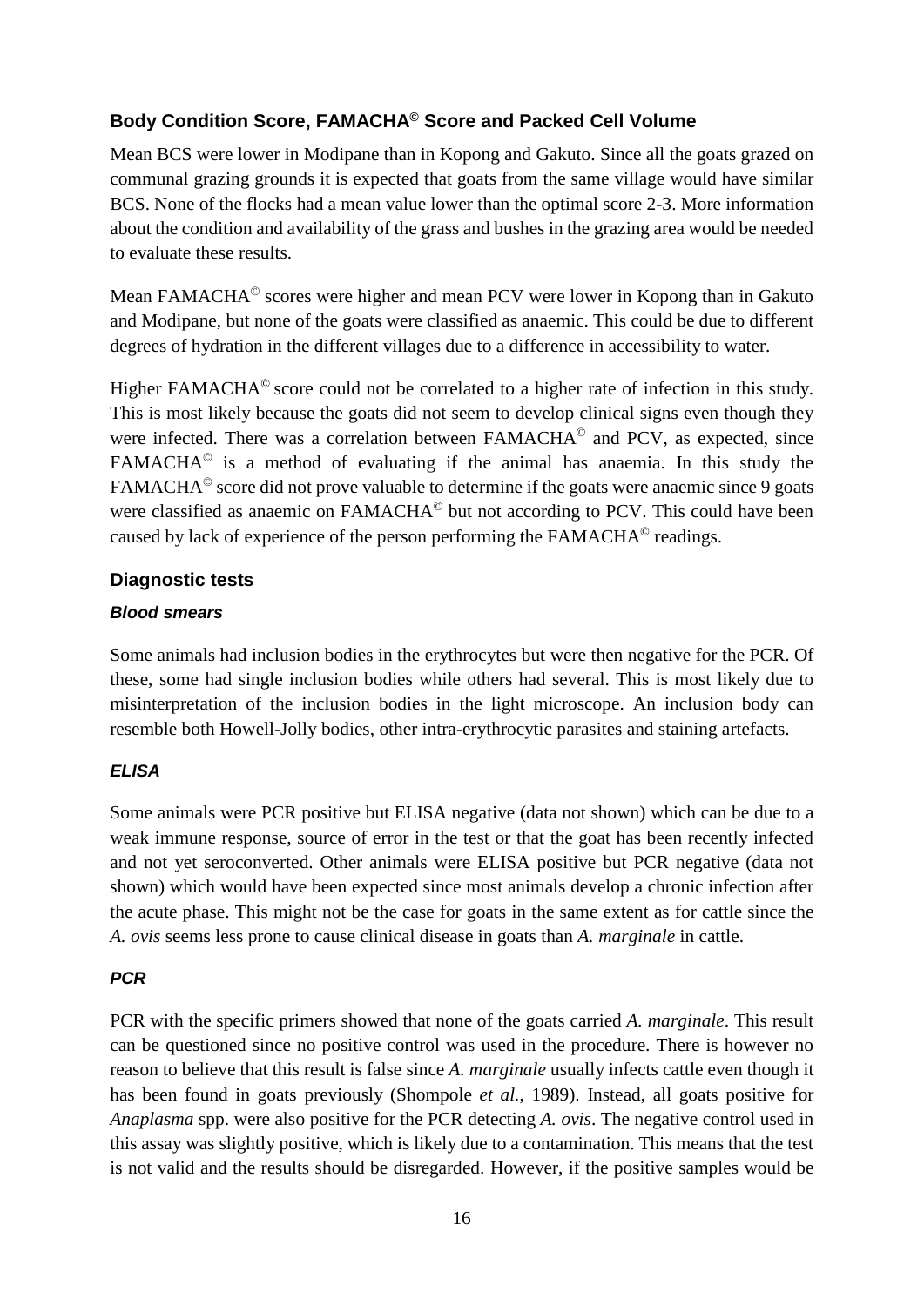### Body Condition Score, FAMACHA© Score and Packed Cell Volume

Mean BCS were lower in Modipane than in Kopong and Gakuto. Since all the goats grazed on communal grazing grounds it is expected that goats from the same village would have similar BCS. None of the flocks had a mean value lower than the optimal score 2-3. More information about the condition and availability of the grass and bushes in the grazing area would be needed to evaluate these results.

Mean FAMACHA© scores were higher and mean PCV were lower in Kopong than in Gakuto and Modipane, but none of the goats were classified as anaemic. This could be due to different degrees of hydration in the different villages due to a difference in accessibility to water.

Higher FAMACHA© score could not be correlated to a higher rate of infection in this study. This is most likely because the goats did not seem to develop clinical signs even though they were infected. There was a correlation between FAMACHA© and PCV, as expected, since FAMACHA© is a method of evaluating if the animal has anaemia. In this study the FAMACHA© score did not prove valuable to determine if the goats were anaemic since 9 goats were classified as anaemic on FAMACHA© but not according to PCV. This could have been caused by lack of experience of the person performing the FAMACHA© readings.

### Diagnostic tests

#### *Blood smears*

Some animals had inclusion bodies in the erythrocytes but were then negative for the PCR. Of these, some had single inclusion bodies while others had several. This is most likely due to misinterpretation of the inclusion bodies in the light microscope. An inclusion body can resemble both Howell-Jolly bodies, other intra-erythrocytic parasites and staining artefacts.

#### *ELISA*

Some animals were PCR positive but ELISA negative (data not shown) which can be due to a weak immune response, source of error in the test or that the goat has been recently infected and not yet seroconverted. Other animals were ELISA positive but PCR negative (data not shown) which would have been expected since most animals develop a chronic infection after the acute phase. This might not be the case for goats in the same extent as for cattle since the *A. ovis* seems less prone to cause clinical disease in goats than *A. marginale* in cattle.

#### *PCR*

PCR with the specific primers showed that none of the goats carried *A. marginale*. This result can be questioned since no positive control was used in the procedure. There is however no reason to believe that this result is false since *A. marginale* usually infects cattle even though it has been found in goats previously (Shompole *et al.*, 1989). Instead, all goats positive for *Anaplasma* spp. were also positive for the PCR detecting *A. ovis*. The negative control used in this assay was slightly positive, which is likely due to a contamination. This means that the test is not valid and the results should be disregarded. However, if the positive samples would be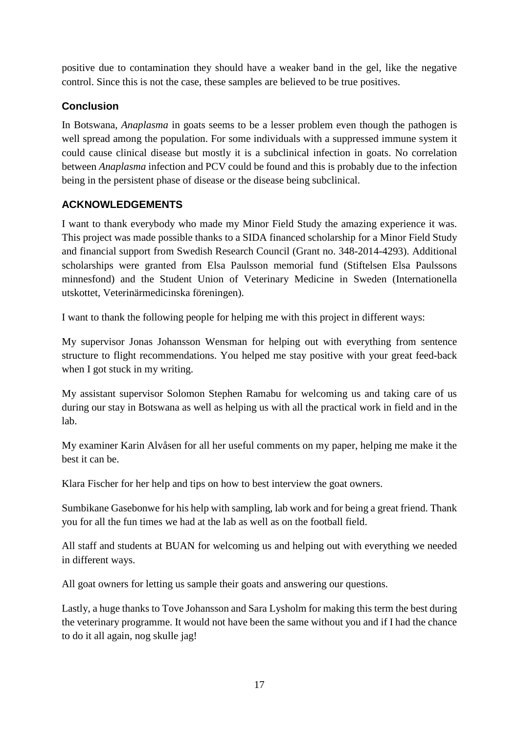positive due to contamination they should have a weaker band in the gel, like the negative control. Since this is not the case, these samples are believed to be true positives.

### Conclusion

In Botswana, *Anaplasma* in goats seems to be a lesser problem even though the pathogen is well spread among the population. For some individuals with a suppressed immune system it could cause clinical disease but mostly it is a subclinical infection in goats. No correlation between *Anaplasma* infection and PCV could be found and this is probably due to the infection being in the persistent phase of disease or the disease being subclinical.

## ACKNOWLEDGEMENTS

I want to thank everybody who made my Minor Field Study the amazing experience it was. This project was made possible thanks to a SIDA financed scholarship for a Minor Field Study and financial support from Swedish Research Council (Grant no. 348-2014-4293). Additional scholarships were granted from Elsa Paulsson memorial fund (Stiftelsen Elsa Paulssons minnesfond) and the Student Union of Veterinary Medicine in Sweden (Internationella utskottet, Veterinärmedicinska föreningen).

I want to thank the following people for helping me with this project in different ways:

My supervisor Jonas Johansson Wensman for helping out with everything from sentence structure to flight recommendations. You helped me stay positive with your great feed-back when I got stuck in my writing.

My assistant supervisor Solomon Stephen Ramabu for welcoming us and taking care of us during our stay in Botswana as well as helping us with all the practical work in field and in the lab.

My examiner Karin Alvåsen for all her useful comments on my paper, helping me make it the best it can be.

Klara Fischer for her help and tips on how to best interview the goat owners.

Sumbikane Gasebonwe for his help with sampling, lab work and for being a great friend. Thank you for all the fun times we had at the lab as well as on the football field.

All staff and students at BUAN for welcoming us and helping out with everything we needed in different ways.

All goat owners for letting us sample their goats and answering our questions.

Lastly, a huge thanks to Tove Johansson and Sara Lysholm for making this term the best during the veterinary programme. It would not have been the same without you and if I had the chance to do it all again, nog skulle jag!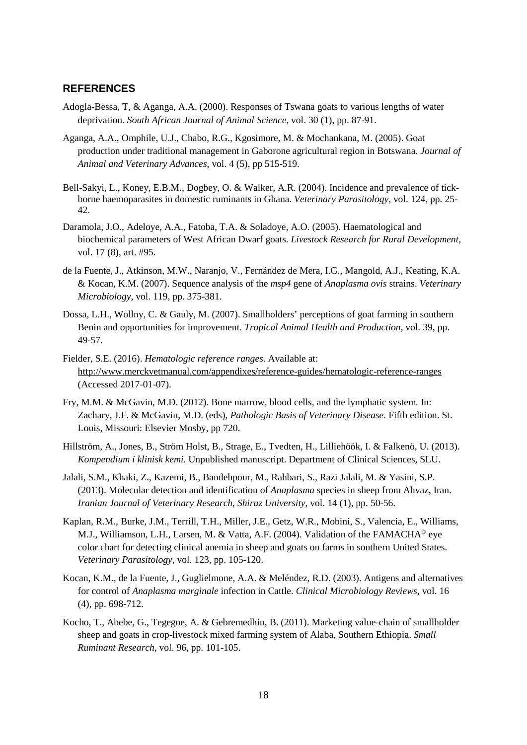## REFERENCES

Adogla-Bessa, T, & Aganga, A.A. (2000). Responses of Tswana goats to various lengths of water deprivation. *South African Journal of Animal Science*, vol. 30 (1), pp. 87-91.

Aganga, A.A., Omphile, U.J., Chabo, R.G., Kgosimore, M. & Mochankana, M. (2005). Goat production under traditional management in Gaborone agricultural region in Botswana. *Journal of Animal and Veterinary Advances*, vol. 4 (5), pp 515-519.

Bell-Sakyi, L., Koney, E.B.M., Dogbey, O. & Walker, A.R. (2004). Incidence and prevalence of tick-borne haemoparasites in domestic ruminants in Ghana. *Veterinary Parasitology*, vol. 124, pp. 25-42.

Daramola, J.O., Adeloye, A.A., Fatoba, T.A. & Soladoye, A.O. (2005). Haematological and biochemical parameters of West African Dwarf goats. *Livestock Research for Rural Development*, vol. 17 (8), art. #95.

de la Fuente, J., Atkinson, M.W., Naranjo, V., Fernández de Mera, I.G., Mangold, A.J., Keating, K.A. & Kocan, K.M. (2007). Sequence analysis of the *msp4* gene of *Anaplasma ovis* strains. *Veterinary Microbiology*, vol. 119, pp. 375-381.

Dossa, L.H., Wollny, C. & Gauly, M. (2007). Smallholders' perceptions of goat farming in southern Benin and opportunities for improvement. *Tropical Animal Health and Production*, vol. 39, pp. 49-57.

Fielder, S.E. (2016). *Hematologic reference ranges*. Available at: http://www.merckvetmanual.com/appendixes/reference-guides/hematologic-reference-ranges (Accessed 2017-01-07).

Fry, M.M. & McGavin, M.D. (2012). Bone marrow, blood cells, and the lymphatic system. In: Zachary, J.F. & McGavin, M.D. (eds), *Pathologic Basis of Veterinary Disease*. Fifth edition. St. Louis, Missouri: Elsevier Mosby, pp 720.

Hillström, A., Jones, B., Ström Holst, B., Strage, E., Tvedten, H., Lilliehöök, I. & Falkenö, U. (2013). *Kompendium i klinisk kemi*. Unpublished manuscript. Department of Clinical Sciences, SLU.

Jalali, S.M., Khaki, Z., Kazemi, B., Bandehpour, M., Rahbari, S., Razi Jalali, M. & Yasini, S.P. (2013). Molecular detection and identification of *Anaplasma* species in sheep from Ahvaz, Iran. *Iranian Journal of Veterinary Research, Shiraz University*, vol. 14 (1), pp. 50-56.

Kaplan, R.M., Burke, J.M., Terrill, T.H., Miller, J.E., Getz, W.R., Mobini, S., Valencia, E., Williams, M.J., Williamson, L.H., Larsen, M. & Vatta, A.F. (2004). Validation of the FAMACHA© eye color chart for detecting clinical anemia in sheep and goats on farms in southern United States. *Veterinary Parasitology*, vol. 123, pp. 105-120.

Kocan, K.M., de la Fuente, J., Guglielmone, A.A. & Meléndez, R.D. (2003). Antigens and alternatives for control of *Anaplasma marginale* infection in Cattle. *Clinical Microbiology Reviews*, vol. 16 (4), pp. 698-712.

Kocho, T., Abebe, G., Tegegne, A. & Gebremedhin, B. (2011). Marketing value-chain of smallholder sheep and goats in crop-livestock mixed farming system of Alaba, Southern Ethiopia. *Small Ruminant Research*, vol. 96, pp. 101-105.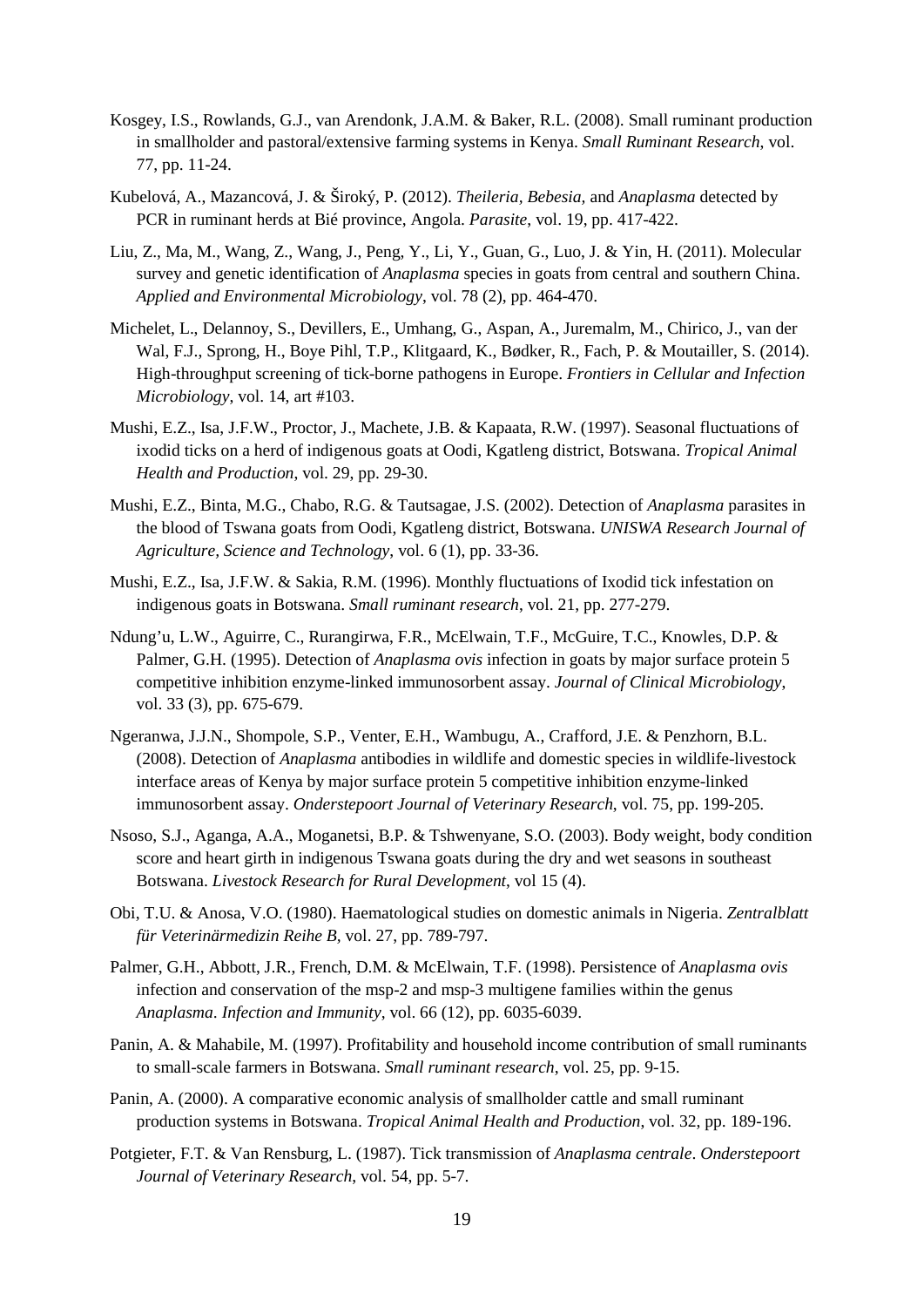Kosgey, I.S., Rowlands, G.J., van Arendonk, J.A.M. & Baker, R.L. (2008). Small ruminant production in smallholder and pastoral/extensive farming systems in Kenya. *Small Ruminant Research*, vol. 77, pp. 11-24.

Kubelová, A., Mazancová, J. & Široký, P. (2012). *Theileria, Bebesia,* and *Anaplasma* detected by PCR in ruminant herds at Bié province, Angola. *Parasite*, vol. 19, pp. 417-422.

Liu, Z., Ma, M., Wang, Z., Wang, J., Peng, Y., Li, Y., Guan, G., Luo, J. & Yin, H. (2011). Molecular survey and genetic identification of *Anaplasma* species in goats from central and southern China. *Applied and Environmental Microbiology*, vol. 78 (2), pp. 464-470.

Michelet, L., Delannoy, S., Devillers, E., Umhang, G., Aspan, A., Juremalm, M., Chirico, J., van der Wal, F.J., Sprong, H., Boye Pihl, T.P., Klitgaard, K., Bødker, R., Fach, P. & Moutailler, S. (2014). High-throughput screening of tick-borne pathogens in Europe. *Frontiers in Cellular and Infection Microbiology*, vol. 14, art #103.

Mushi, E.Z., Isa, J.F.W., Proctor, J., Machete, J.B. & Kapaata, R.W. (1997). Seasonal fluctuations of ixodid ticks on a herd of indigenous goats at Oodi, Kgatleng district, Botswana. *Tropical Animal Health and Production*, vol. 29, pp. 29-30.

Mushi, E.Z., Binta, M.G., Chabo, R.G. & Tautsagae, J.S. (2002). Detection of *Anaplasma* parasites in the blood of Tswana goats from Oodi, Kgatleng district, Botswana. *UNISWA Research Journal of Agriculture, Science and Technology*, vol. 6 (1), pp. 33-36.

Mushi, E.Z., Isa, J.F.W. & Sakia, R.M. (1996). Monthly fluctuations of Ixodid tick infestation on indigenous goats in Botswana. *Small ruminant research*, vol. 21, pp. 277-279.

Ndung'u, L.W., Aguirre, C., Rurangirwa, F.R., McElwain, T.F., McGuire, T.C., Knowles, D.P. & Palmer, G.H. (1995). Detection of *Anaplasma ovis* infection in goats by major surface protein 5 competitive inhibition enzyme-linked immunosorbent assay. *Journal of Clinical Microbiology*, vol. 33 (3), pp. 675-679.

Ngeranwa, J.J.N., Shompole, S.P., Venter, E.H., Wambugu, A., Crafford, J.E. & Penzhorn, B.L. (2008). Detection of *Anaplasma* antibodies in wildlife and domestic species in wildlife-livestock interface areas of Kenya by major surface protein 5 competitive inhibition enzyme-linked immunosorbent assay. *Onderstepoort Journal of Veterinary Research*, vol. 75, pp. 199-205.

Nsoso, S.J., Aganga, A.A., Moganetsi, B.P. & Tshwenyane, S.O. (2003). Body weight, body condition score and heart girth in indigenous Tswana goats during the dry and wet seasons in southeast Botswana. *Livestock Research for Rural Development*, vol 15 (4).

Obi, T.U. & Anosa, V.O. (1980). Haematological studies on domestic animals in Nigeria. *Zentralblatt für Veterinärmedizin Reihe B*, vol. 27, pp. 789-797.

Palmer, G.H., Abbott, J.R., French, D.M. & McElwain, T.F. (1998). Persistence of *Anaplasma ovis* infection and conservation of the msp-2 and msp-3 multigene families within the genus *Anaplasma*. *Infection and Immunity*, vol. 66 (12), pp. 6035-6039.

Panin, A. & Mahabile, M. (1997). Profitability and household income contribution of small ruminants to small-scale farmers in Botswana. *Small ruminant research*, vol. 25, pp. 9-15.

Panin, A. (2000). A comparative economic analysis of smallholder cattle and small ruminant production systems in Botswana. *Tropical Animal Health and Production*, vol. 32, pp. 189-196.

Potgieter, F.T. & Van Rensburg, L. (1987). Tick transmission of *Anaplasma centrale*. *Onderstepoort Journal of Veterinary Research*, vol. 54, pp. 5-7.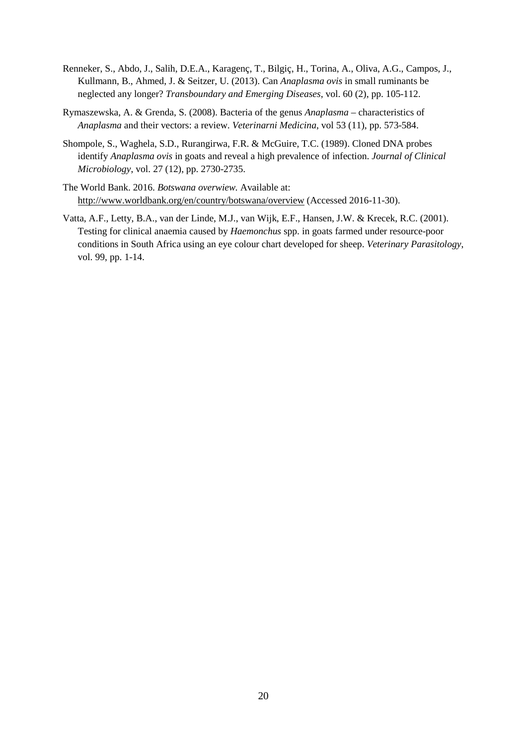Renneker, S., Abdo, J., Salih, D.E.A., Karagenç, T., Bilgiç, H., Torina, A., Oliva, A.G., Campos, J., Kullmann, B., Ahmed, J. & Seitzer, U. (2013). Can *Anaplasma ovis* in small ruminants be neglected any longer? *Transboundary and Emerging Diseases*, vol. 60 (2), pp. 105-112.

Rymaszewska, A. & Grenda, S. (2008). Bacteria of the genus *Anaplasma* – characteristics of *Anaplasma* and their vectors: a review. *Veterinarni Medicina*, vol 53 (11), pp. 573-584.

Shompole, S., Waghela, S.D., Rurangirwa, F.R. & McGuire, T.C. (1989). Cloned DNA probes identify *Anaplasma ovis* in goats and reveal a high prevalence of infection. *Journal of Clinical Microbiology*, vol. 27 (12), pp. 2730-2735.

The World Bank. 2016. *Botswana overwiew.* Available at: http://www.worldbank.org/en/country/botswana/overview (Accessed 2016-11-30).

Vatta, A.F., Letty, B.A., van der Linde, M.J., van Wijk, E.F., Hansen, J.W. & Krecek, R.C. (2001). Testing for clinical anaemia caused by *Haemonchus* spp. in goats farmed under resource-poor conditions in South Africa using an eye colour chart developed for sheep. *Veterinary Parasitology*, vol. 99, pp. 1-14.